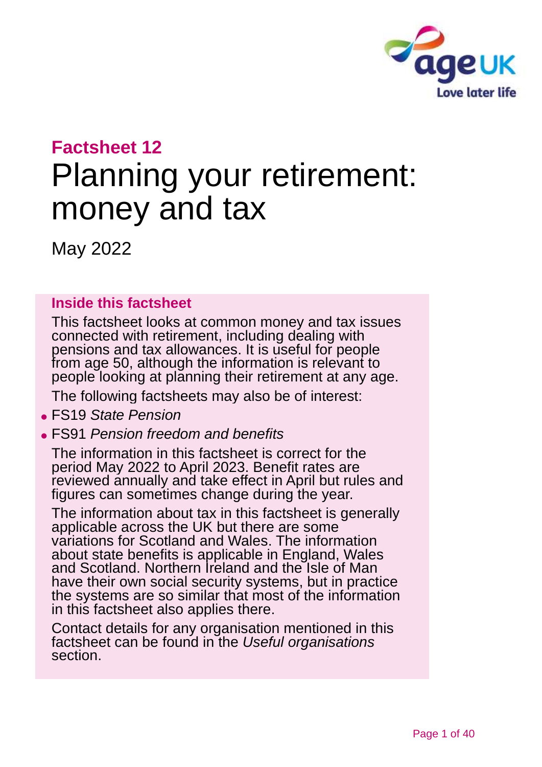**Factsheet 12**

# Planning your retirement: money and tax

May 2022

## Inside this factsheet

This factsheet looks at common money and tax issues connected with retirement, including dealing with pensions and tax allowances. It is useful for people from age 50, although the information is relevant to people looking at planning their retirement at any age.

The following factsheets may also be of interest:

- FS19 *State Pension*
- FS91 *Pension freedom and benefits*

The information in this factsheet is correct for the period May 2022 to April 2023. Benefit rates are reviewed annually and take effect in April but rules and figures can sometimes change during the year.

The information about tax in this factsheet is generally applicable across the UK but there are some variations for Scotland and Wales. The information about state benefits is applicable in England, Wales and Scotland. Northern Ireland and the Isle of Man have their own social security systems, but in practice the systems are so similar that most of the information in this factsheet also applies there.

Contact details for any organisation mentioned in this factsheet can be found in the *Useful organisations* section.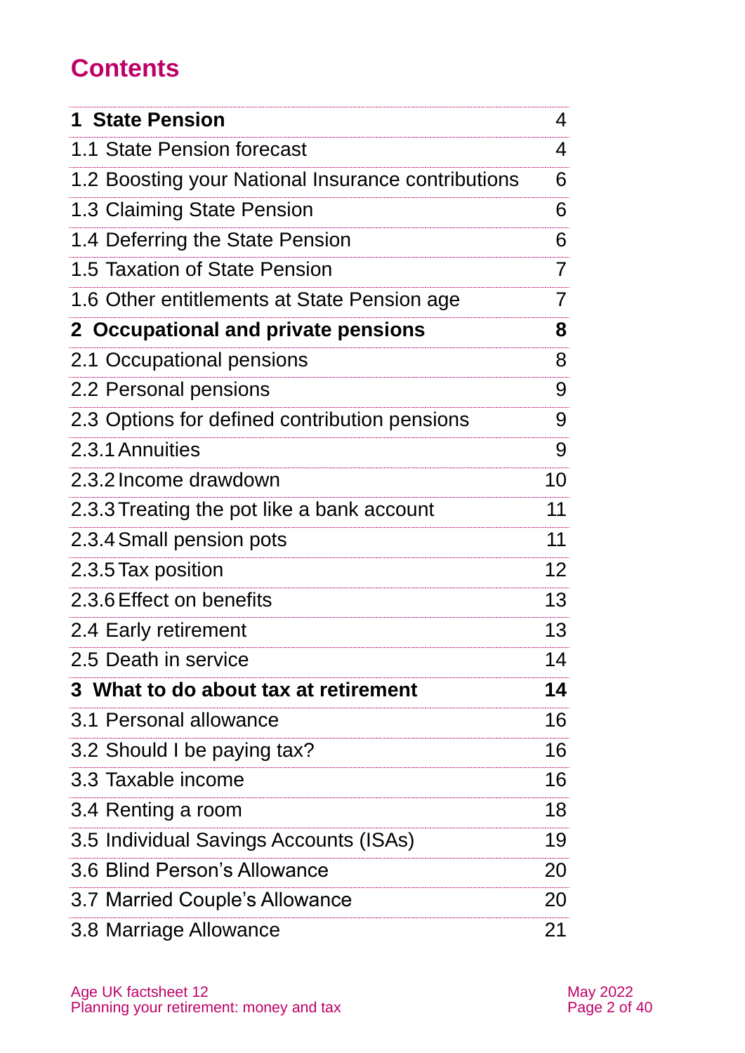# Contents

| | |
|---|---|
| **1 State Pension** | 4 |
| 1.1 State Pension forecast | 4 |
| 1.2 Boosting your National Insurance contributions | 6 |
| 1.3 Claiming State Pension | 6 |
| 1.4 Deferring the State Pension | 6 |
| 1.5 Taxation of State Pension | 7 |
| 1.6 Other entitlements at State Pension age | 7 |
| **2 Occupational and private pensions** | **8** |
| 2.1 Occupational pensions | 8 |
| 2.2 Personal pensions | 9 |
| 2.3 Options for defined contribution pensions | 9 |
| 2.3.1 Annuities | 9 |
| 2.3.2 Income drawdown | 10 |
| 2.3.3 Treating the pot like a bank account | 11 |
| 2.3.4 Small pension pots | 11 |
| 2.3.5 Tax position | 12 |
| 2.3.6 Effect on benefits | 13 |
| 2.4 Early retirement | 13 |
| 2.5 Death in service | 14 |
| **3 What to do about tax at retirement** | **14** |
| 3.1 Personal allowance | 16 |
| 3.2 Should I be paying tax? | 16 |
| 3.3 Taxable income | 16 |
| 3.4 Renting a room | 18 |
| 3.5 Individual Savings Accounts (ISAs) | 19 |
| 3.6 Blind Person's Allowance | 20 |
| 3.7 Married Couple's Allowance | 20 |
| 3.8 Marriage Allowance | 21 |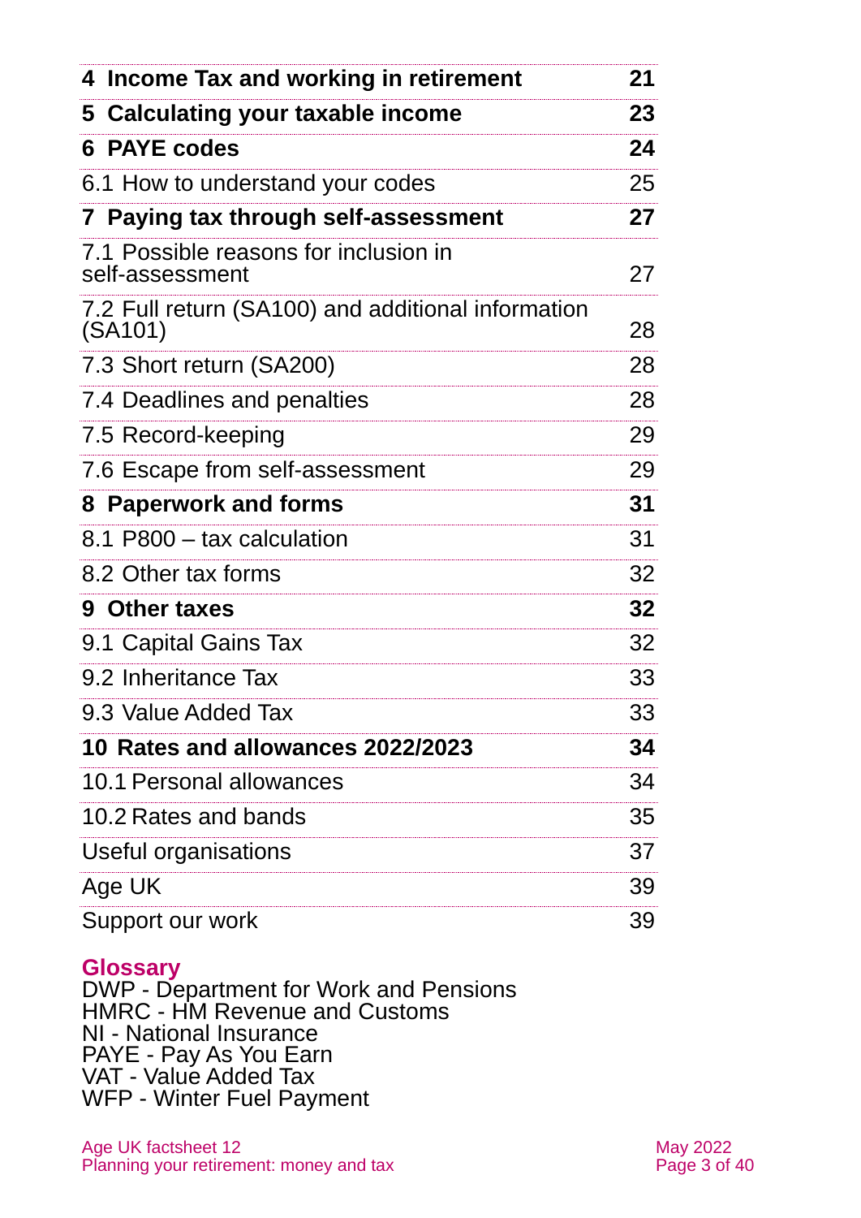| | |
|---|---|
| **4 Income Tax and working in retirement** | **21** |
| **5 Calculating your taxable income** | **23** |
| **6 PAYE codes** | **24** |
| 6.1 How to understand your codes | 25 |
| **7 Paying tax through self-assessment** | **27** |
| 7.1 Possible reasons for inclusion in self-assessment | 27 |
| 7.2 Full return (SA100) and additional information (SA101) | 28 |
| 7.3 Short return (SA200) | 28 |
| 7.4 Deadlines and penalties | 28 |
| 7.5 Record-keeping | 29 |
| 7.6 Escape from self-assessment | 29 |
| **8 Paperwork and forms** | **31** |
| 8.1 P800 – tax calculation | 31 |
| 8.2 Other tax forms | 32 |
| **9 Other taxes** | **32** |
| 9.1 Capital Gains Tax | 32 |
| 9.2 Inheritance Tax | 33 |
| 9.3 Value Added Tax | 33 |
| **10 Rates and allowances 2022/2023** | **34** |
| 10.1 Personal allowances | 34 |
| 10.2 Rates and bands | 35 |
| Useful organisations | 37 |
| Age UK | 39 |
| Support our work | 39 |

## Glossary

DWP - Department for Work and Pensions
HMRC - HM Revenue and Customs
NI - National Insurance
PAYE - Pay As You Earn
VAT - Value Added Tax
WFP - Winter Fuel Payment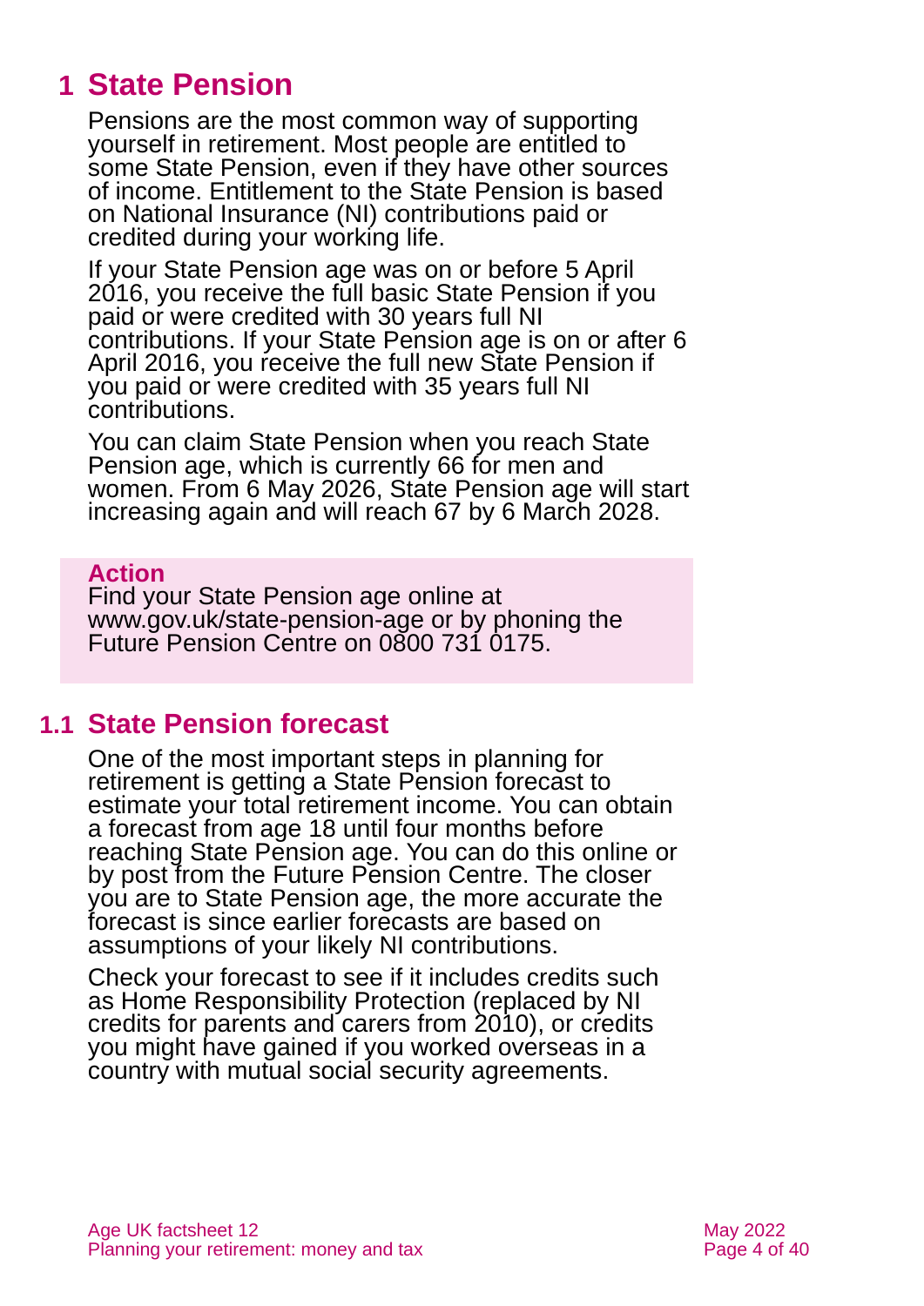# 1 State Pension

Pensions are the most common way of supporting yourself in retirement. Most people are entitled to some State Pension, even if they have other sources of income. Entitlement to the State Pension is based on National Insurance (NI) contributions paid or credited during your working life.

If your State Pension age was on or before 5 April 2016, you receive the full basic State Pension if you paid or were credited with 30 years full NI contributions. If your State Pension age is on or after 6 April 2016, you receive the full new State Pension if you paid or were credited with 35 years full NI contributions.

You can claim State Pension when you reach State Pension age, which is currently 66 for men and women. From 6 May 2026, State Pension age will start increasing again and will reach 67 by 6 March 2028.

**Action**

Find your State Pension age online at www.gov.uk/state-pension-age or by phoning the Future Pension Centre on 0800 731 0175.

## 1.1 State Pension forecast

One of the most important steps in planning for retirement is getting a State Pension forecast to estimate your total retirement income. You can obtain a forecast from age 18 until four months before reaching State Pension age. You can do this online or by post from the Future Pension Centre. The closer you are to State Pension age, the more accurate the forecast is since earlier forecasts are based on assumptions of your likely NI contributions.

Check your forecast to see if it includes credits such as Home Responsibility Protection (replaced by NI credits for parents and carers from 2010), or credits you might have gained if you worked overseas in a country with mutual social security agreements.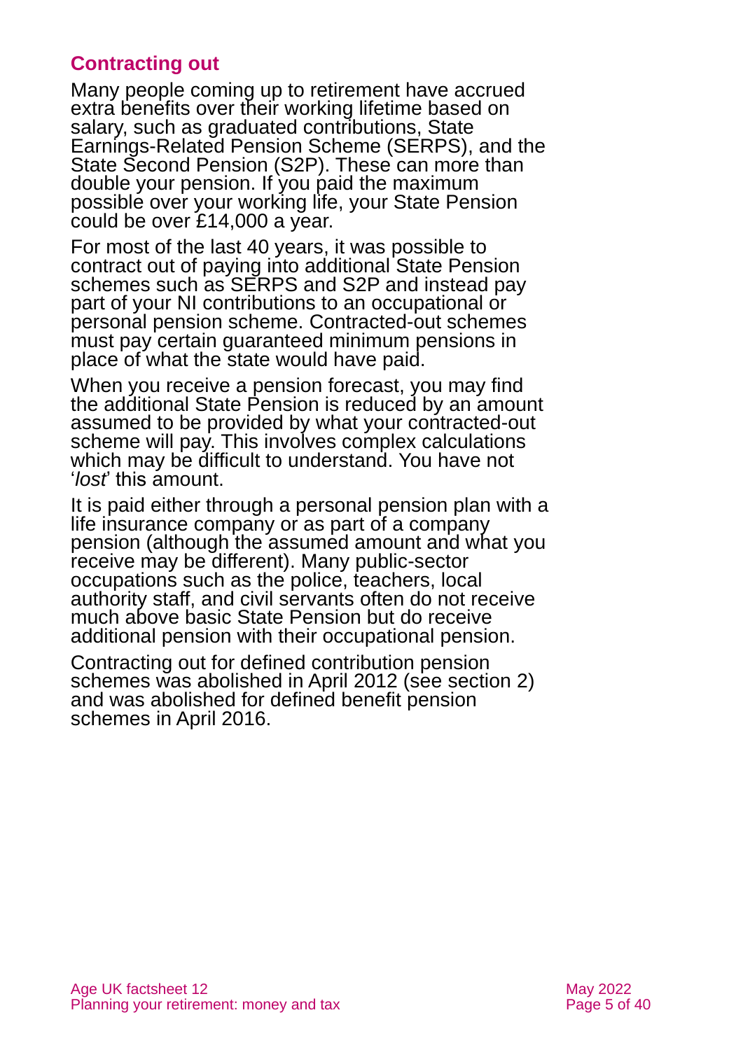## Contracting out

Many people coming up to retirement have accrued extra benefits over their working lifetime based on salary, such as graduated contributions, State Earnings-Related Pension Scheme (SERPS), and the State Second Pension (S2P). These can more than double your pension. If you paid the maximum possible over your working life, your State Pension could be over £14,000 a year.

For most of the last 40 years, it was possible to contract out of paying into additional State Pension schemes such as SERPS and S2P and instead pay part of your NI contributions to an occupational or personal pension scheme. Contracted-out schemes must pay certain guaranteed minimum pensions in place of what the state would have paid.

When you receive a pension forecast, you may find the additional State Pension is reduced by an amount assumed to be provided by what your contracted-out scheme will pay. This involves complex calculations which may be difficult to understand. You have not '*lost*' this amount.

It is paid either through a personal pension plan with a life insurance company or as part of a company pension (although the assumed amount and what you receive may be different). Many public-sector occupations such as the police, teachers, local authority staff, and civil servants often do not receive much above basic State Pension but do receive additional pension with their occupational pension.

Contracting out for defined contribution pension schemes was abolished in April 2012 (see section 2) and was abolished for defined benefit pension schemes in April 2016.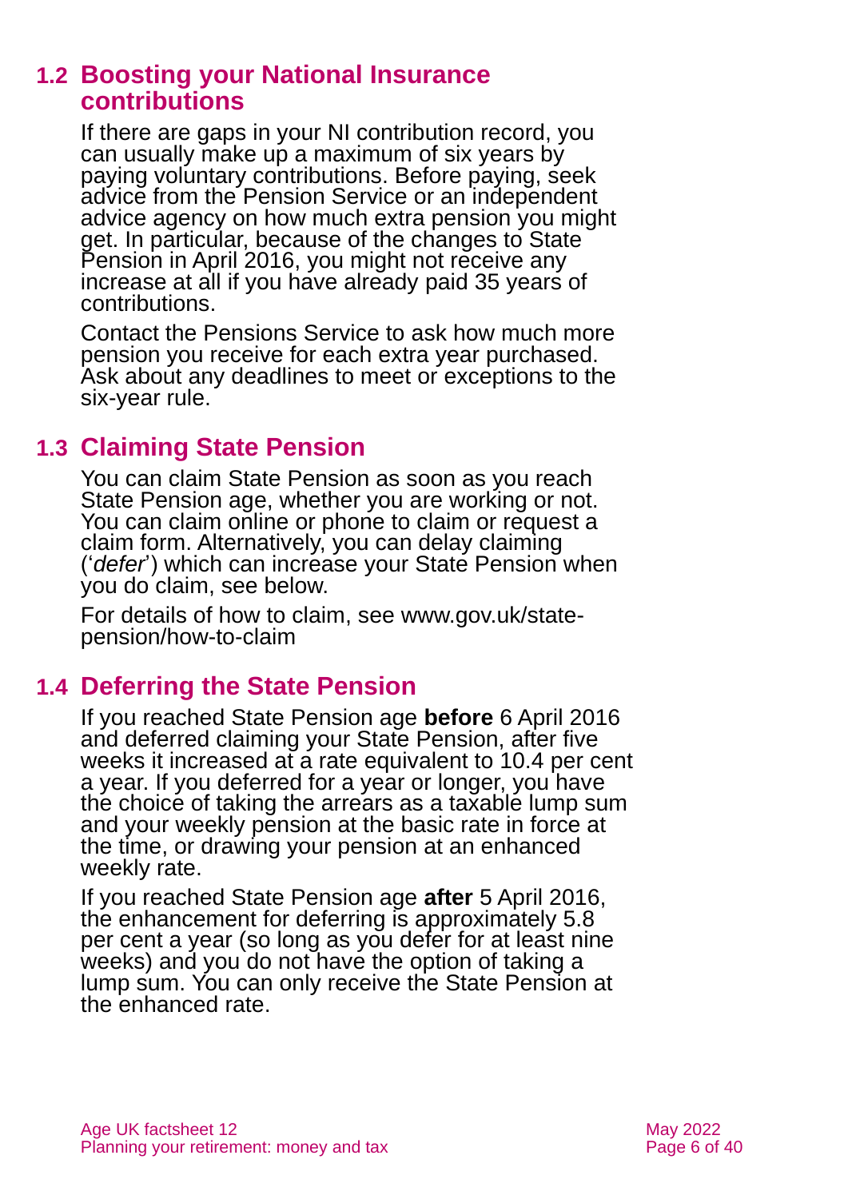## 1.2 Boosting your National Insurance contributions

If there are gaps in your NI contribution record, you can usually make up a maximum of six years by paying voluntary contributions. Before paying, seek advice from the Pension Service or an independent advice agency on how much extra pension you might get. In particular, because of the changes to State Pension in April 2016, you might not receive any increase at all if you have already paid 35 years of contributions.

Contact the Pensions Service to ask how much more pension you receive for each extra year purchased. Ask about any deadlines to meet or exceptions to the six-year rule.

## 1.3 Claiming State Pension

You can claim State Pension as soon as you reach State Pension age, whether you are working or not. You can claim online or phone to claim or request a claim form. Alternatively, you can delay claiming ('*defer*') which can increase your State Pension when you do claim, see below.

For details of how to claim, see www.gov.uk/state-pension/how-to-claim

## 1.4 Deferring the State Pension

If you reached State Pension age **before** 6 April 2016 and deferred claiming your State Pension, after five weeks it increased at a rate equivalent to 10.4 per cent a year. If you deferred for a year or longer, you have the choice of taking the arrears as a taxable lump sum and your weekly pension at the basic rate in force at the time, or drawing your pension at an enhanced weekly rate.

If you reached State Pension age **after** 5 April 2016, the enhancement for deferring is approximately 5.8 per cent a year (so long as you defer for at least nine weeks) and you do not have the option of taking a lump sum. You can only receive the State Pension at the enhanced rate.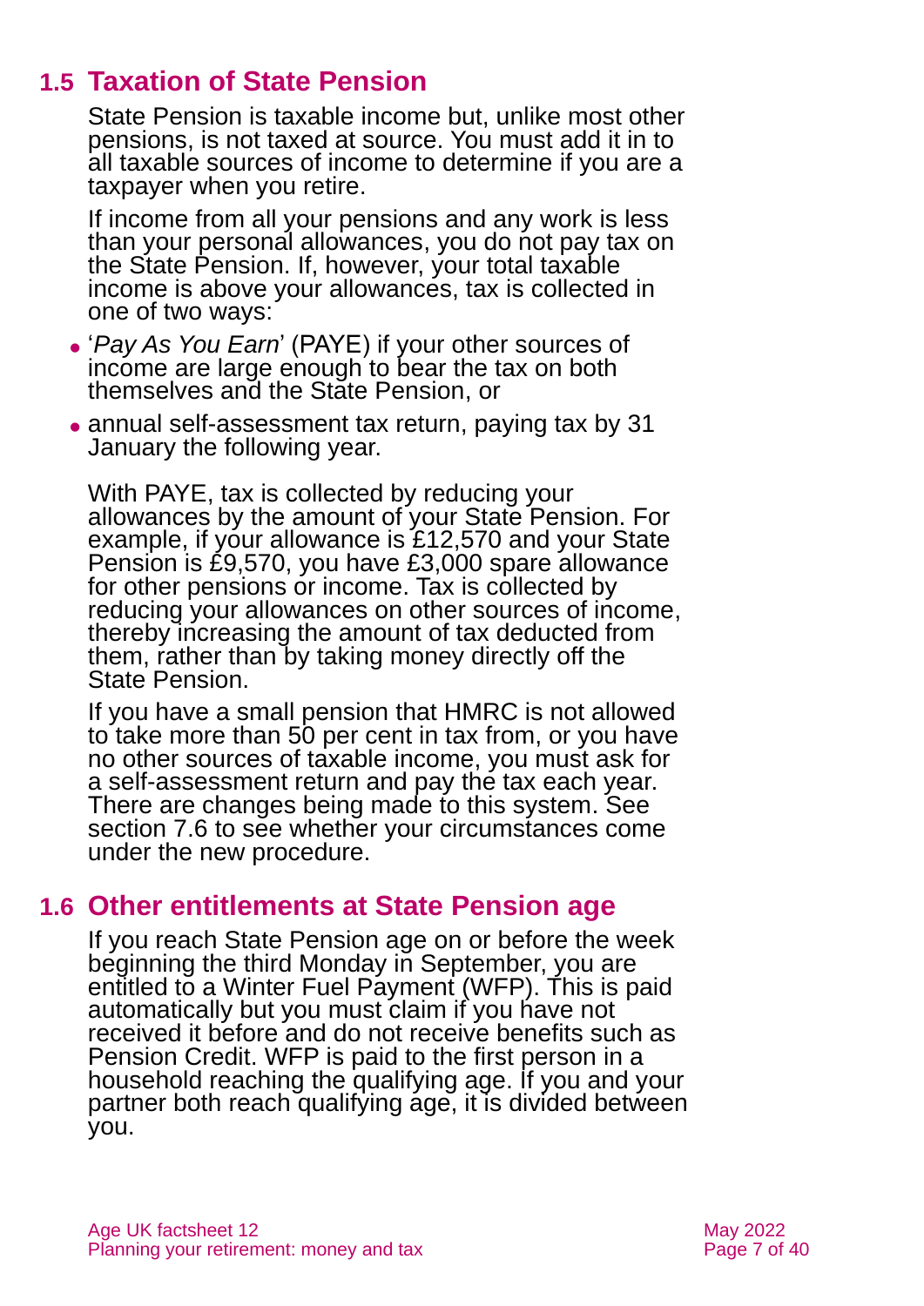## 1.5 Taxation of State Pension

State Pension is taxable income but, unlike most other pensions, is not taxed at source. You must add it in to all taxable sources of income to determine if you are a taxpayer when you retire.

If income from all your pensions and any work is less than your personal allowances, you do not pay tax on the State Pension. If, however, your total taxable income is above your allowances, tax is collected in one of two ways:

- '*Pay As You Earn*' (PAYE) if your other sources of income are large enough to bear the tax on both themselves and the State Pension, or
- annual self-assessment tax return, paying tax by 31 January the following year.

With PAYE, tax is collected by reducing your allowances by the amount of your State Pension. For example, if your allowance is £12,570 and your State Pension is £9,570, you have £3,000 spare allowance for other pensions or income. Tax is collected by reducing your allowances on other sources of income, thereby increasing the amount of tax deducted from them, rather than by taking money directly off the State Pension.

If you have a small pension that HMRC is not allowed to take more than 50 per cent in tax from, or you have no other sources of taxable income, you must ask for a self-assessment return and pay the tax each year. There are changes being made to this system. See section 7.6 to see whether your circumstances come under the new procedure.

## 1.6 Other entitlements at State Pension age

If you reach State Pension age on or before the week beginning the third Monday in September, you are entitled to a Winter Fuel Payment (WFP). This is paid automatically but you must claim if you have not received it before and do not receive benefits such as Pension Credit. WFP is paid to the first person in a household reaching the qualifying age. If you and your partner both reach qualifying age, it is divided between you.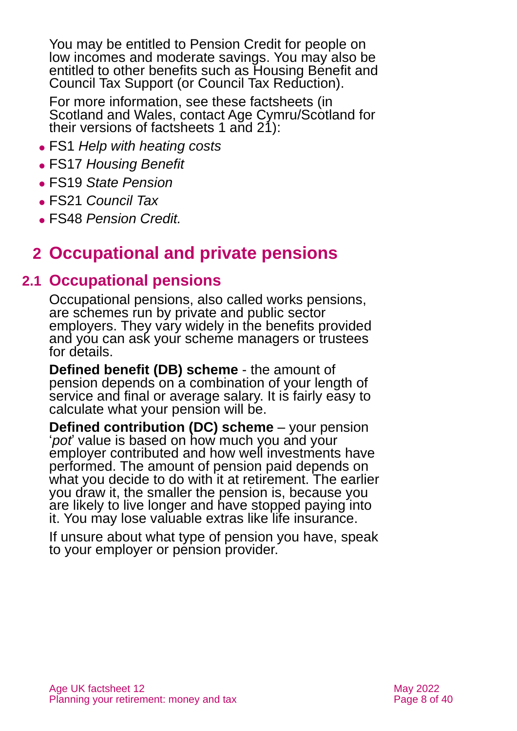You may be entitled to Pension Credit for people on low incomes and moderate savings. You may also be entitled to other benefits such as Housing Benefit and Council Tax Support (or Council Tax Reduction).

For more information, see these factsheets (in Scotland and Wales, contact Age Cymru/Scotland for their versions of factsheets 1 and 21):

- FS1 *Help with heating costs*
- FS17 *Housing Benefit*
- FS19 *State Pension*
- FS21 *Council Tax*
- FS48 *Pension Credit.*

# 2 Occupational and private pensions

## 2.1 Occupational pensions

Occupational pensions, also called works pensions, are schemes run by private and public sector employers. They vary widely in the benefits provided and you can ask your scheme managers or trustees for details.

**Defined benefit (DB) scheme** - the amount of pension depends on a combination of your length of service and final or average salary. It is fairly easy to calculate what your pension will be.

**Defined contribution (DC) scheme** – your pension '*pot*' value is based on how much you and your employer contributed and how well investments have performed. The amount of pension paid depends on what you decide to do with it at retirement. The earlier you draw it, the smaller the pension is, because you are likely to live longer and have stopped paying into it. You may lose valuable extras like life insurance.

If unsure about what type of pension you have, speak to your employer or pension provider.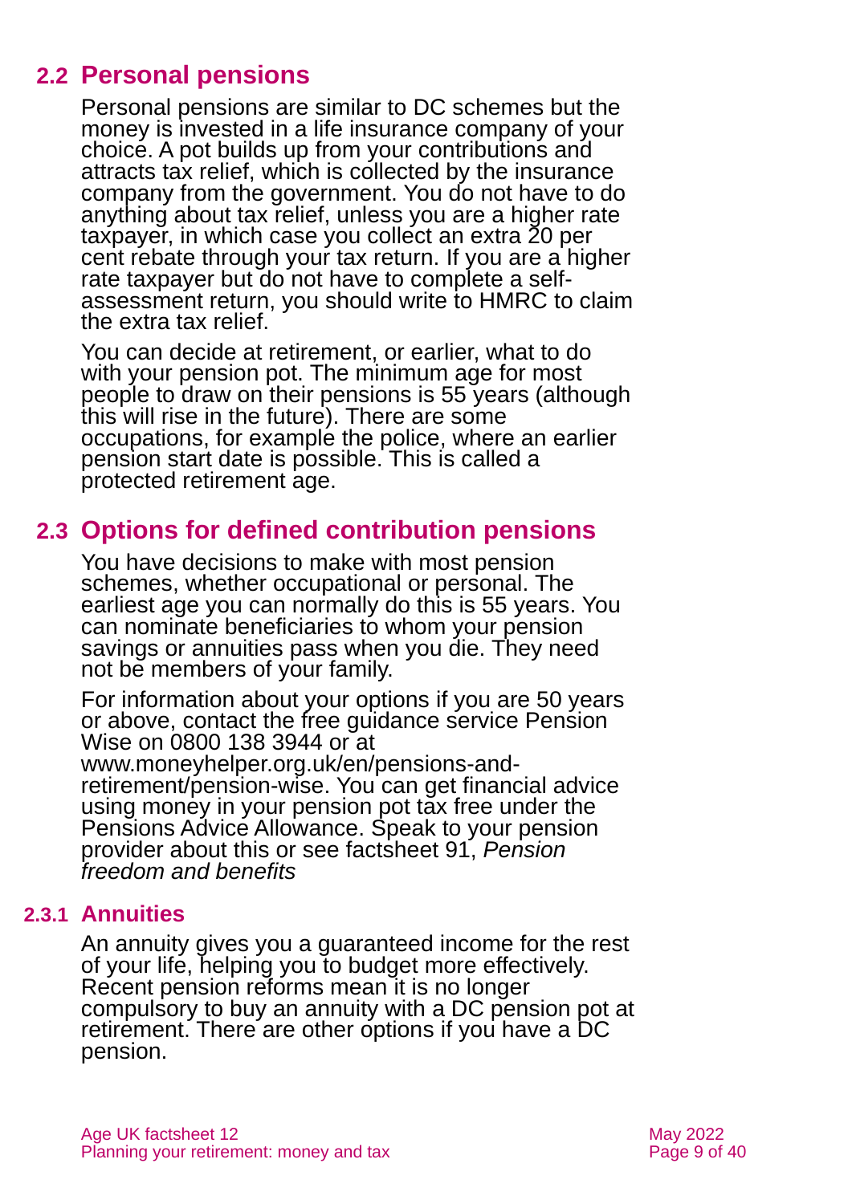## 2.2 Personal pensions

Personal pensions are similar to DC schemes but the money is invested in a life insurance company of your choice. A pot builds up from your contributions and attracts tax relief, which is collected by the insurance company from the government. You do not have to do anything about tax relief, unless you are a higher rate taxpayer, in which case you collect an extra 20 per cent rebate through your tax return. If you are a higher rate taxpayer but do not have to complete a self-assessment return, you should write to HMRC to claim the extra tax relief.

You can decide at retirement, or earlier, what to do with your pension pot. The minimum age for most people to draw on their pensions is 55 years (although this will rise in the future). There are some occupations, for example the police, where an earlier pension start date is possible. This is called a protected retirement age.

## 2.3 Options for defined contribution pensions

You have decisions to make with most pension schemes, whether occupational or personal. The earliest age you can normally do this is 55 years. You can nominate beneficiaries to whom your pension savings or annuities pass when you die. They need not be members of your family.

For information about your options if you are 50 years or above, contact the free guidance service Pension Wise on 0800 138 3944 or at www.moneyhelper.org.uk/en/pensions-and-retirement/pension-wise. You can get financial advice using money in your pension pot tax free under the Pensions Advice Allowance. Speak to your pension provider about this or see factsheet 91, *Pension freedom and benefits*

### 2.3.1 Annuities

An annuity gives you a guaranteed income for the rest of your life, helping you to budget more effectively. Recent pension reforms mean it is no longer compulsory to buy an annuity with a DC pension pot at retirement. There are other options if you have a DC pension.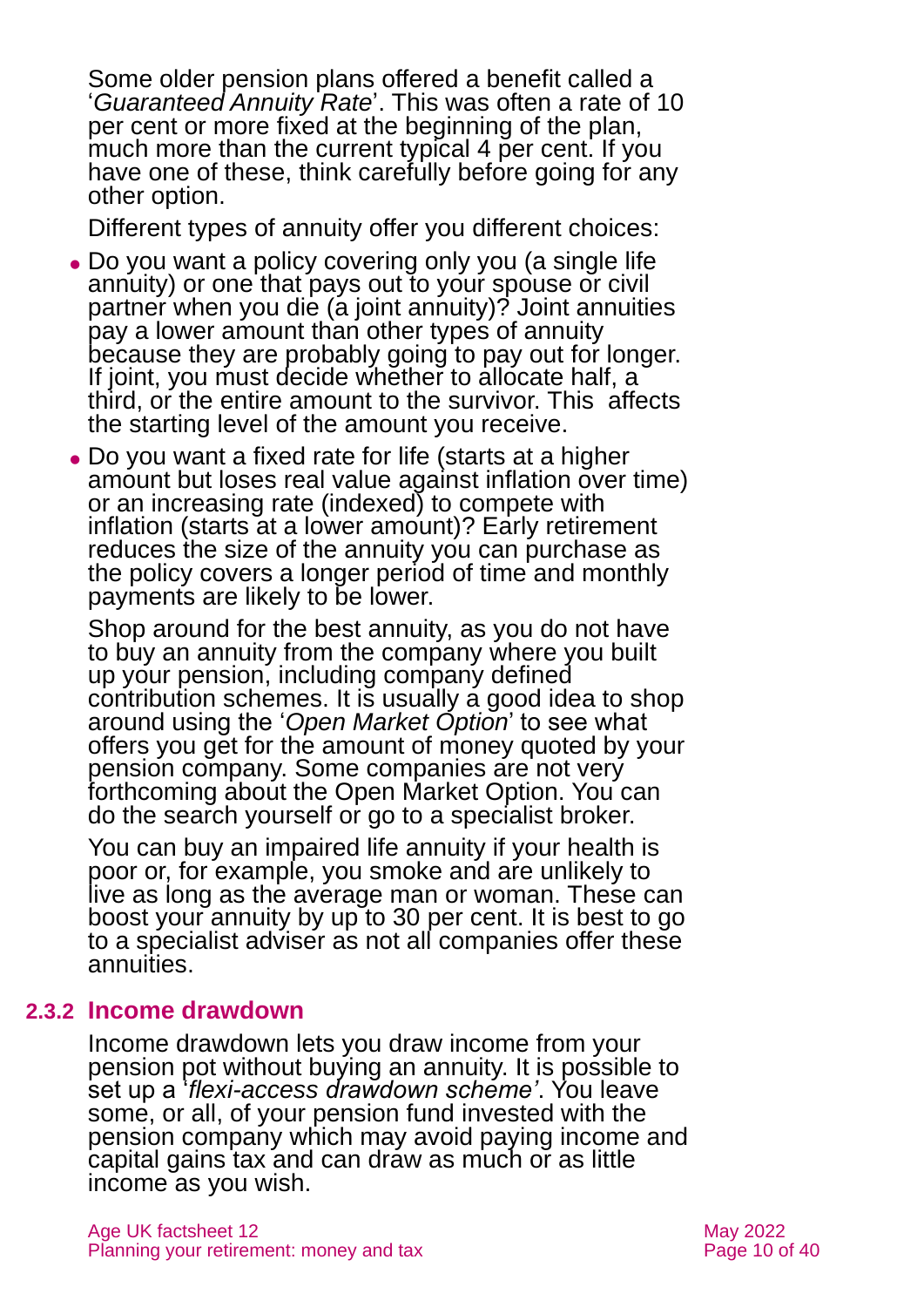Some older pension plans offered a benefit called a '*Guaranteed Annuity Rate*'. This was often a rate of 10 per cent or more fixed at the beginning of the plan, much more than the current typical 4 per cent. If you have one of these, think carefully before going for any other option.

Different types of annuity offer you different choices:

- Do you want a policy covering only you (a single life annuity) or one that pays out to your spouse or civil partner when you die (a joint annuity)? Joint annuities pay a lower amount than other types of annuity because they are probably going to pay out for longer. If joint, you must decide whether to allocate half, a third, or the entire amount to the survivor. This affects the starting level of the amount you receive.
- Do you want a fixed rate for life (starts at a higher amount but loses real value against inflation over time) or an increasing rate (indexed) to compete with inflation (starts at a lower amount)? Early retirement reduces the size of the annuity you can purchase as the policy covers a longer period of time and monthly payments are likely to be lower.

Shop around for the best annuity, as you do not have to buy an annuity from the company where you built up your pension, including company defined contribution schemes. It is usually a good idea to shop around using the '*Open Market Option*' to see what offers you get for the amount of money quoted by your pension company. Some companies are not very forthcoming about the Open Market Option. You can do the search yourself or go to a specialist broker.

You can buy an impaired life annuity if your health is poor or, for example, you smoke and are unlikely to live as long as the average man or woman. These can boost your annuity by up to 30 per cent. It is best to go to a specialist adviser as not all companies offer these annuities.

### 2.3.2 Income drawdown

Income drawdown lets you draw income from your pension pot without buying an annuity. It is possible to set up a '*flexi-access drawdown scheme'*. You leave some, or all, of your pension fund invested with the pension company which may avoid paying income and capital gains tax and can draw as much or as little income as you wish.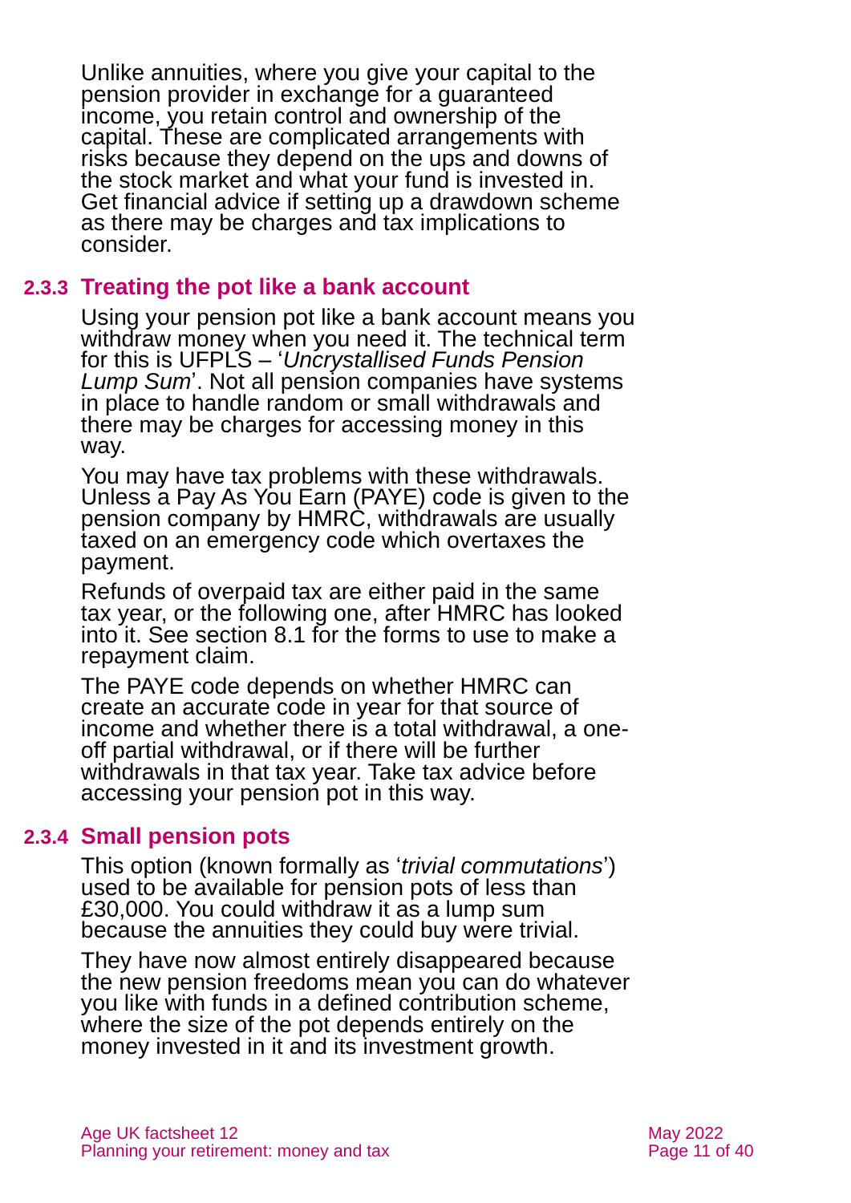Unlike annuities, where you give your capital to the pension provider in exchange for a guaranteed income, you retain control and ownership of the capital. These are complicated arrangements with risks because they depend on the ups and downs of the stock market and what your fund is invested in. Get financial advice if setting up a drawdown scheme as there may be charges and tax implications to consider.

### 2.3.3 Treating the pot like a bank account

Using your pension pot like a bank account means you withdraw money when you need it. The technical term for this is UFPLS – '*Uncrystallised Funds Pension Lump Sum*'. Not all pension companies have systems in place to handle random or small withdrawals and there may be charges for accessing money in this way.

You may have tax problems with these withdrawals. Unless a Pay As You Earn (PAYE) code is given to the pension company by HMRC, withdrawals are usually taxed on an emergency code which overtaxes the payment.

Refunds of overpaid tax are either paid in the same tax year, or the following one, after HMRC has looked into it. See section 8.1 for the forms to use to make a repayment claim.

The PAYE code depends on whether HMRC can create an accurate code in year for that source of income and whether there is a total withdrawal, a one-off partial withdrawal, or if there will be further withdrawals in that tax year. Take tax advice before accessing your pension pot in this way.

### 2.3.4 Small pension pots

This option (known formally as '*trivial commutations*') used to be available for pension pots of less than £30,000. You could withdraw it as a lump sum because the annuities they could buy were trivial.

They have now almost entirely disappeared because the new pension freedoms mean you can do whatever you like with funds in a defined contribution scheme, where the size of the pot depends entirely on the money invested in it and its investment growth.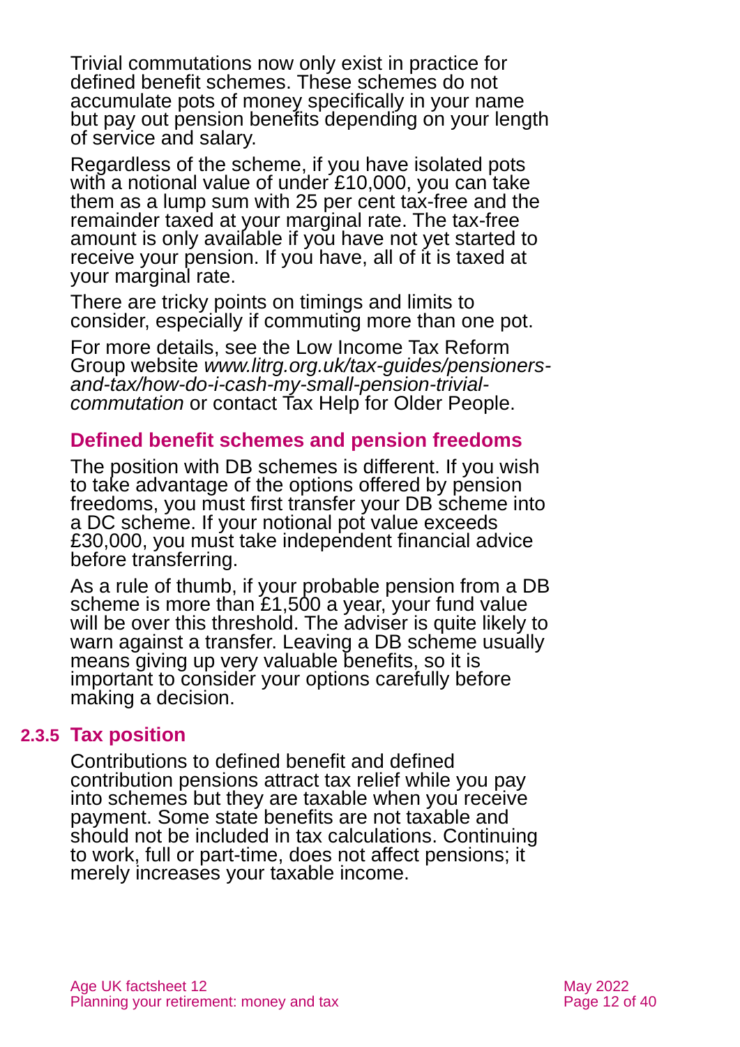Trivial commutations now only exist in practice for defined benefit schemes. These schemes do not accumulate pots of money specifically in your name but pay out pension benefits depending on your length of service and salary.

Regardless of the scheme, if you have isolated pots with a notional value of under £10,000, you can take them as a lump sum with 25 per cent tax-free and the remainder taxed at your marginal rate. The tax-free amount is only available if you have not yet started to receive your pension. If you have, all of it is taxed at your marginal rate.

There are tricky points on timings and limits to consider, especially if commuting more than one pot.

For more details, see the Low Income Tax Reform Group website *www.litrg.org.uk/tax-guides/pensioners-and-tax/how-do-i-cash-my-small-pension-trivial-commutation* or contact Tax Help for Older People.

### Defined benefit schemes and pension freedoms

The position with DB schemes is different. If you wish to take advantage of the options offered by pension freedoms, you must first transfer your DB scheme into a DC scheme. If your notional pot value exceeds £30,000, you must take independent financial advice before transferring.

As a rule of thumb, if your probable pension from a DB scheme is more than £1,500 a year, your fund value will be over this threshold. The adviser is quite likely to warn against a transfer. Leaving a DB scheme usually means giving up very valuable benefits, so it is important to consider your options carefully before making a decision.

## 2.3.5 Tax position

Contributions to defined benefit and defined contribution pensions attract tax relief while you pay into schemes but they are taxable when you receive payment. Some state benefits are not taxable and should not be included in tax calculations. Continuing to work, full or part-time, does not affect pensions; it merely increases your taxable income.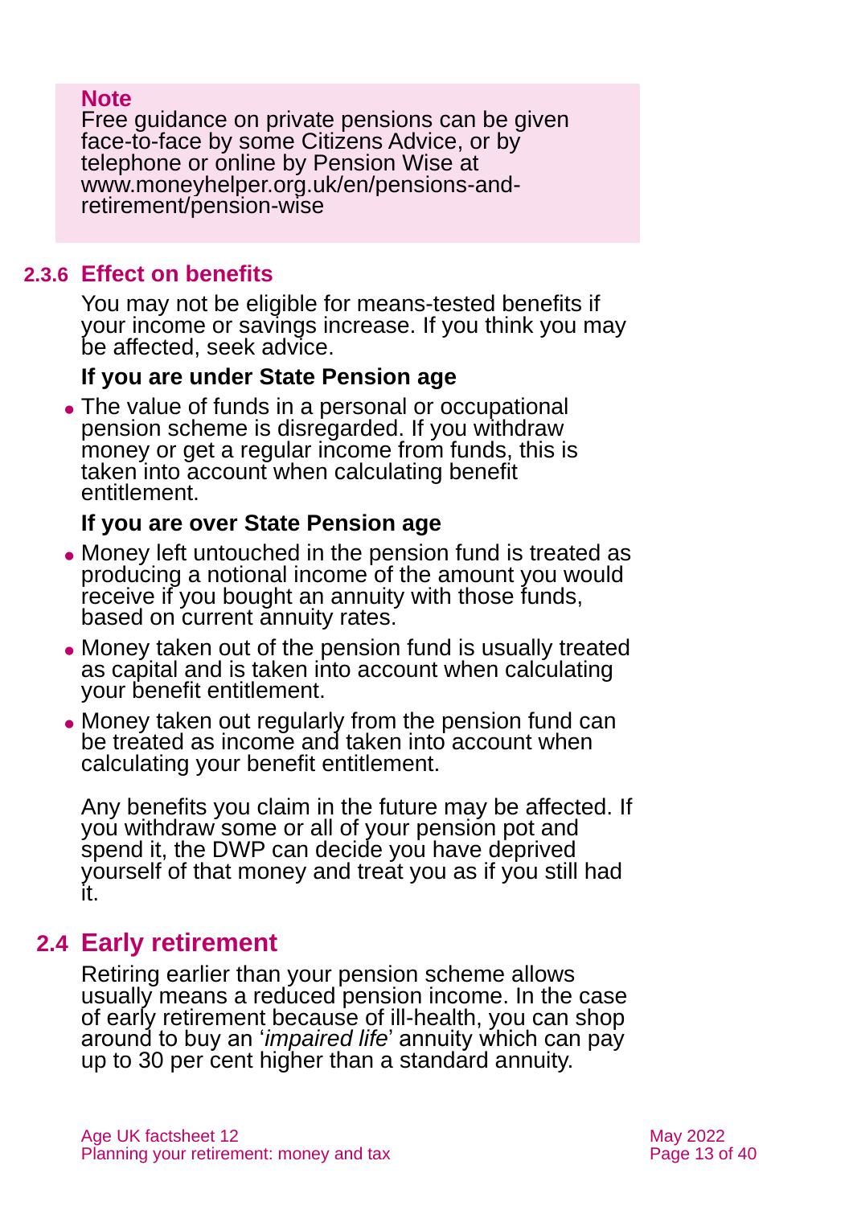> **Note**
> Free guidance on private pensions can be given face-to-face by some Citizens Advice, or by telephone or online by Pension Wise at www.moneyhelper.org.uk/en/pensions-and-retirement/pension-wise

### 2.3.6 Effect on benefits

You may not be eligible for means-tested benefits if your income or savings increase. If you think you may be affected, seek advice.

**If you are under State Pension age**

- The value of funds in a personal or occupational pension scheme is disregarded. If you withdraw money or get a regular income from funds, this is taken into account when calculating benefit entitlement.

**If you are over State Pension age**

- Money left untouched in the pension fund is treated as producing a notional income of the amount you would receive if you bought an annuity with those funds, based on current annuity rates.
- Money taken out of the pension fund is usually treated as capital and is taken into account when calculating your benefit entitlement.
- Money taken out regularly from the pension fund can be treated as income and taken into account when calculating your benefit entitlement.

Any benefits you claim in the future may be affected. If you withdraw some or all of your pension pot and spend it, the DWP can decide you have deprived yourself of that money and treat you as if you still had it.

## 2.4 Early retirement

Retiring earlier than your pension scheme allows usually means a reduced pension income. In the case of early retirement because of ill-health, you can shop around to buy an '*impaired life*' annuity which can pay up to 30 per cent higher than a standard annuity.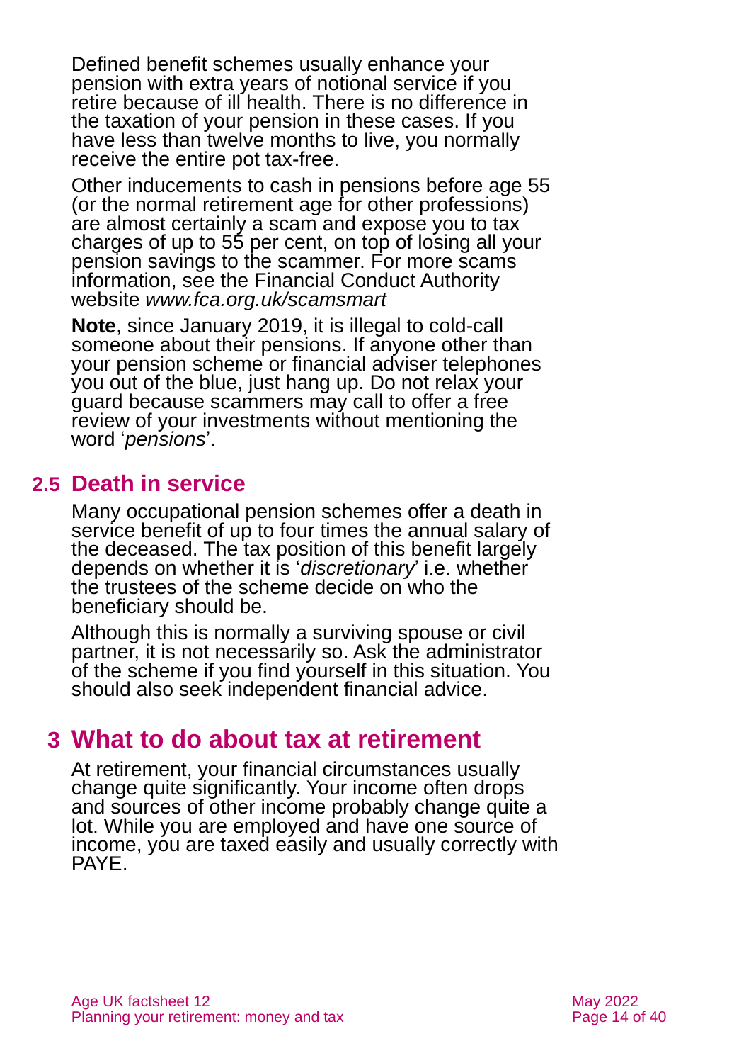Defined benefit schemes usually enhance your pension with extra years of notional service if you retire because of ill health. There is no difference in the taxation of your pension in these cases. If you have less than twelve months to live, you normally receive the entire pot tax-free.

Other inducements to cash in pensions before age 55 (or the normal retirement age for other professions) are almost certainly a scam and expose you to tax charges of up to 55 per cent, on top of losing all your pension savings to the scammer. For more scams information, see the Financial Conduct Authority website *www.fca.org.uk/scamsmart*

**Note**, since January 2019, it is illegal to cold-call someone about their pensions. If anyone other than your pension scheme or financial adviser telephones you out of the blue, just hang up. Do not relax your guard because scammers may call to offer a free review of your investments without mentioning the word '*pensions*'.

## 2.5 Death in service

Many occupational pension schemes offer a death in service benefit of up to four times the annual salary of the deceased. The tax position of this benefit largely depends on whether it is '*discretionary*' i.e. whether the trustees of the scheme decide on who the beneficiary should be.

Although this is normally a surviving spouse or civil partner, it is not necessarily so. Ask the administrator of the scheme if you find yourself in this situation. You should also seek independent financial advice.

# 3 What to do about tax at retirement

At retirement, your financial circumstances usually change quite significantly. Your income often drops and sources of other income probably change quite a lot. While you are employed and have one source of income, you are taxed easily and usually correctly with PAYE.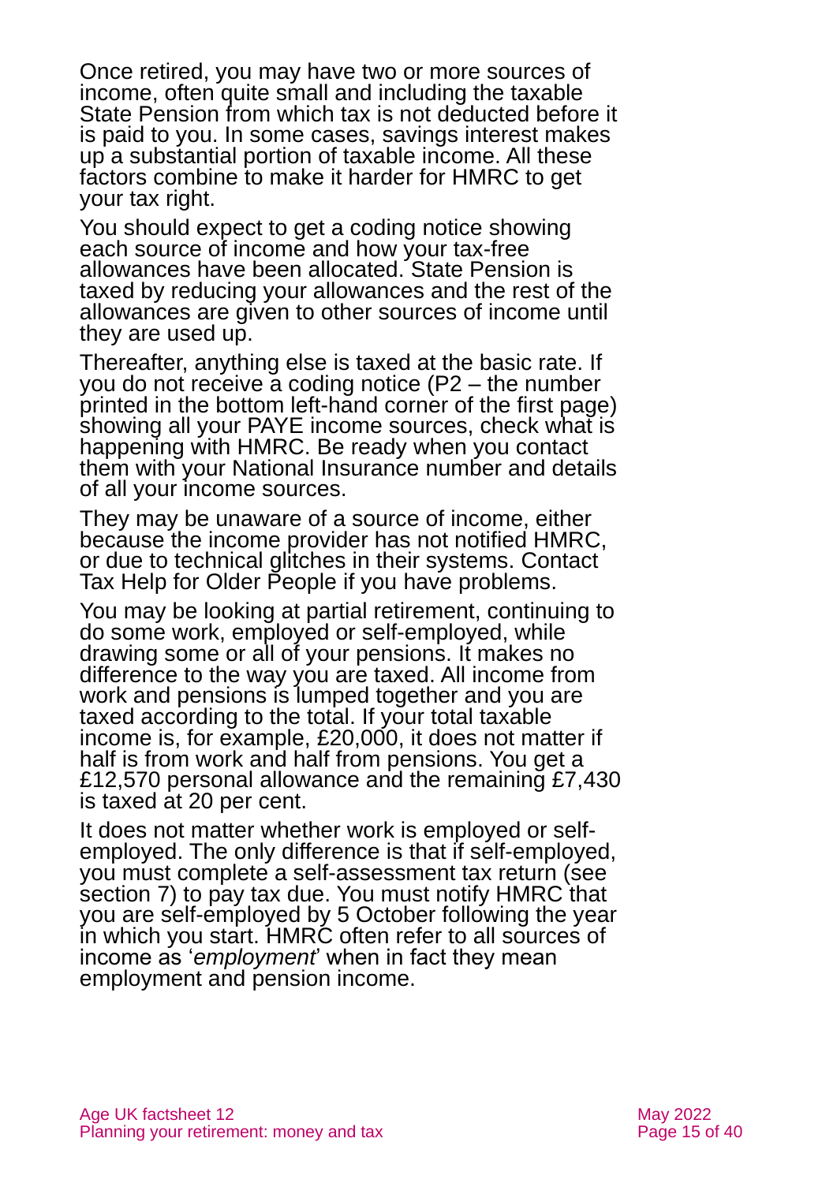Once retired, you may have two or more sources of income, often quite small and including the taxable State Pension from which tax is not deducted before it is paid to you. In some cases, savings interest makes up a substantial portion of taxable income. All these factors combine to make it harder for HMRC to get your tax right.

You should expect to get a coding notice showing each source of income and how your tax-free allowances have been allocated. State Pension is taxed by reducing your allowances and the rest of the allowances are given to other sources of income until they are used up.

Thereafter, anything else is taxed at the basic rate. If you do not receive a coding notice (P2 – the number printed in the bottom left-hand corner of the first page) showing all your PAYE income sources, check what is happening with HMRC. Be ready when you contact them with your National Insurance number and details of all your income sources.

They may be unaware of a source of income, either because the income provider has not notified HMRC, or due to technical glitches in their systems. Contact Tax Help for Older People if you have problems.

You may be looking at partial retirement, continuing to do some work, employed or self-employed, while drawing some or all of your pensions. It makes no difference to the way you are taxed. All income from work and pensions is lumped together and you are taxed according to the total. If your total taxable income is, for example, £20,000, it does not matter if half is from work and half from pensions. You get a £12,570 personal allowance and the remaining £7,430 is taxed at 20 per cent.

It does not matter whether work is employed or self-employed. The only difference is that if self-employed, you must complete a self-assessment tax return (see section 7) to pay tax due. You must notify HMRC that you are self-employed by 5 October following the year in which you start. HMRC often refer to all sources of income as '*employment*' when in fact they mean employment and pension income.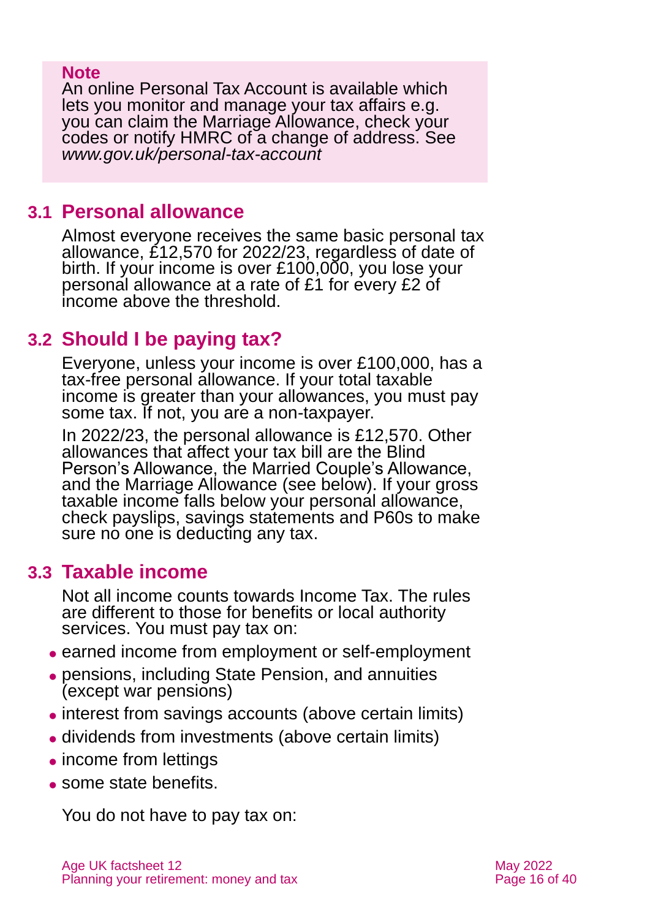> **Note**
> An online Personal Tax Account is available which lets you monitor and manage your tax affairs e.g. you can claim the Marriage Allowance, check your codes or notify HMRC of a change of address. See *www.gov.uk/personal-tax-account*

## 3.1 Personal allowance

Almost everyone receives the same basic personal tax allowance, £12,570 for 2022/23, regardless of date of birth. If your income is over £100,000, you lose your personal allowance at a rate of £1 for every £2 of income above the threshold.

## 3.2 Should I be paying tax?

Everyone, unless your income is over £100,000, has a tax-free personal allowance. If your total taxable income is greater than your allowances, you must pay some tax. If not, you are a non-taxpayer.

In 2022/23, the personal allowance is £12,570. Other allowances that affect your tax bill are the Blind Person's Allowance, the Married Couple's Allowance, and the Marriage Allowance (see below). If your gross taxable income falls below your personal allowance, check payslips, savings statements and P60s to make sure no one is deducting any tax.

## 3.3 Taxable income

Not all income counts towards Income Tax. The rules are different to those for benefits or local authority services. You must pay tax on:

- earned income from employment or self-employment
- pensions, including State Pension, and annuities (except war pensions)
- interest from savings accounts (above certain limits)
- dividends from investments (above certain limits)
- income from lettings
- some state benefits.

You do not have to pay tax on: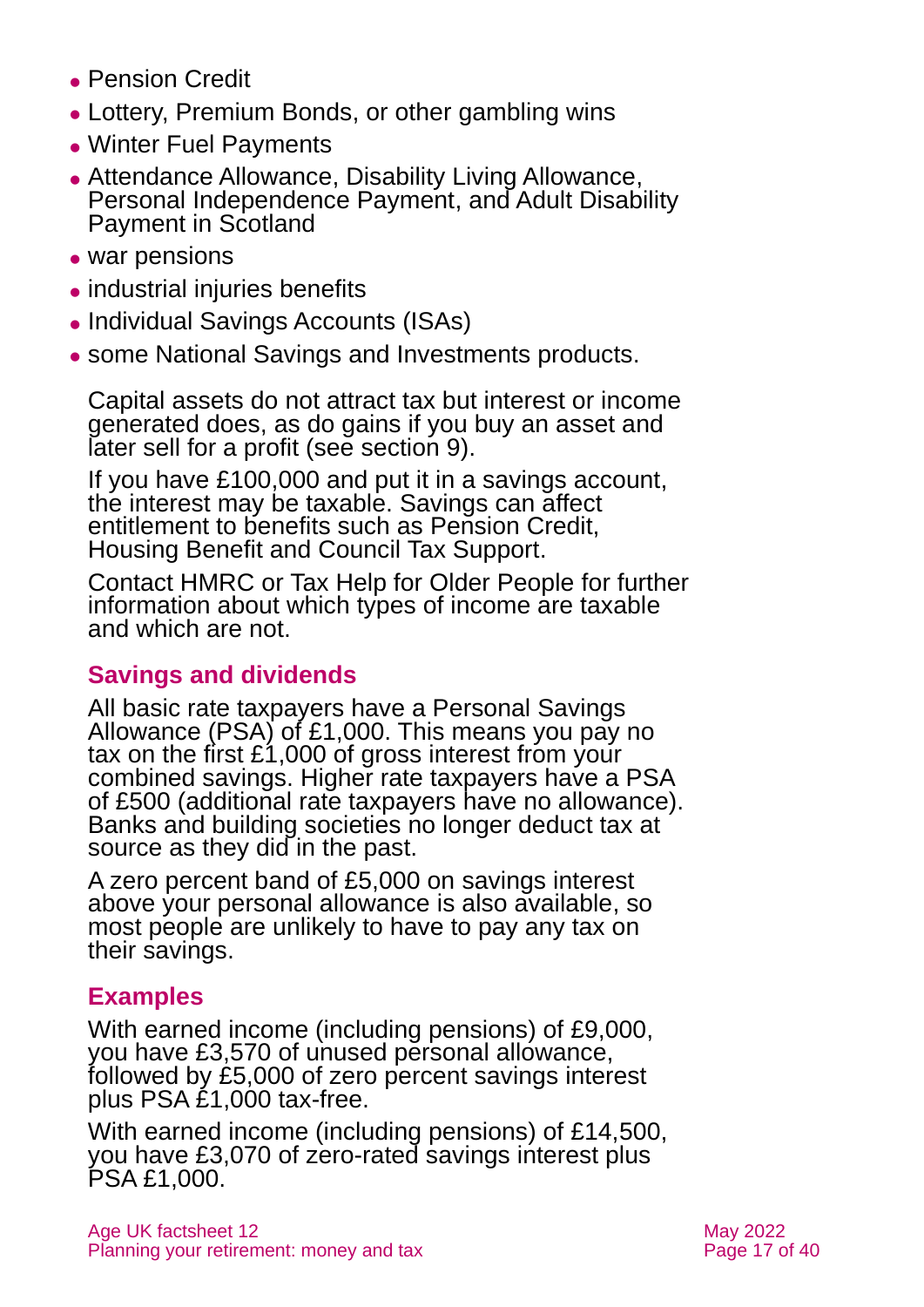- Pension Credit
- Lottery, Premium Bonds, or other gambling wins
- Winter Fuel Payments
- Attendance Allowance, Disability Living Allowance, Personal Independence Payment, and Adult Disability Payment in Scotland
- war pensions
- industrial injuries benefits
- Individual Savings Accounts (ISAs)
- some National Savings and Investments products.

Capital assets do not attract tax but interest or income generated does, as do gains if you buy an asset and later sell for a profit (see section 9).

If you have £100,000 and put it in a savings account, the interest may be taxable. Savings can affect entitlement to benefits such as Pension Credit, Housing Benefit and Council Tax Support.

Contact HMRC or Tax Help for Older People for further information about which types of income are taxable and which are not.

## Savings and dividends

All basic rate taxpayers have a Personal Savings Allowance (PSA) of £1,000. This means you pay no tax on the first £1,000 of gross interest from your combined savings. Higher rate taxpayers have a PSA of £500 (additional rate taxpayers have no allowance). Banks and building societies no longer deduct tax at source as they did in the past.

A zero percent band of £5,000 on savings interest above your personal allowance is also available, so most people are unlikely to have to pay any tax on their savings.

## Examples

With earned income (including pensions) of £9,000, you have £3,570 of unused personal allowance, followed by £5,000 of zero percent savings interest plus PSA £1,000 tax-free.

With earned income (including pensions) of £14,500, you have £3,070 of zero-rated savings interest plus PSA £1,000.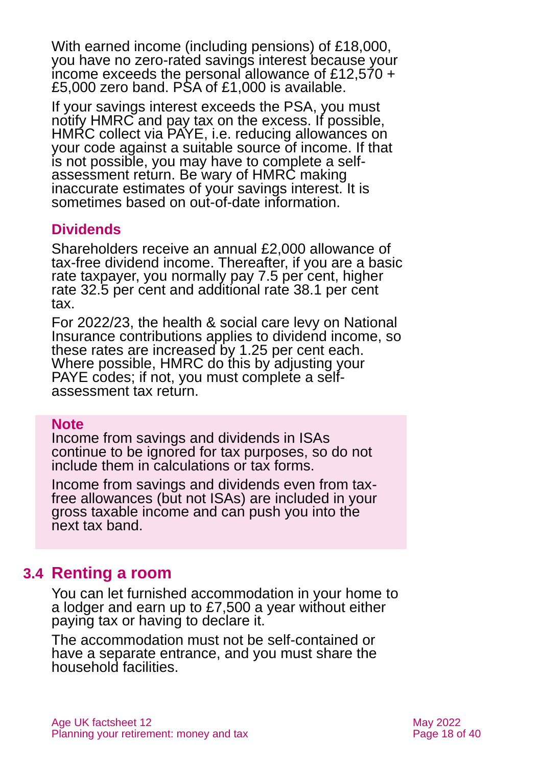With earned income (including pensions) of £18,000, you have no zero-rated savings interest because your income exceeds the personal allowance of £12,570 + £5,000 zero band. PSA of £1,000 is available.

If your savings interest exceeds the PSA, you must notify HMRC and pay tax on the excess. If possible, HMRC collect via PAYE, i.e. reducing allowances on your code against a suitable source of income. If that is not possible, you may have to complete a self-assessment return. Be wary of HMRC making inaccurate estimates of your savings interest. It is sometimes based on out-of-date information.

### Dividends

Shareholders receive an annual £2,000 allowance of tax-free dividend income. Thereafter, if you are a basic rate taxpayer, you normally pay 7.5 per cent, higher rate 32.5 per cent and additional rate 38.1 per cent tax.

For 2022/23, the health & social care levy on National Insurance contributions applies to dividend income, so these rates are increased by 1.25 per cent each. Where possible, HMRC do this by adjusting your PAYE codes; if not, you must complete a self-assessment tax return.

> **Note**
>
> Income from savings and dividends in ISAs continue to be ignored for tax purposes, so do not include them in calculations or tax forms.
>
> Income from savings and dividends even from tax-free allowances (but not ISAs) are included in your gross taxable income and can push you into the next tax band.

## 3.4 Renting a room

You can let furnished accommodation in your home to a lodger and earn up to £7,500 a year without either paying tax or having to declare it.

The accommodation must not be self-contained or have a separate entrance, and you must share the household facilities.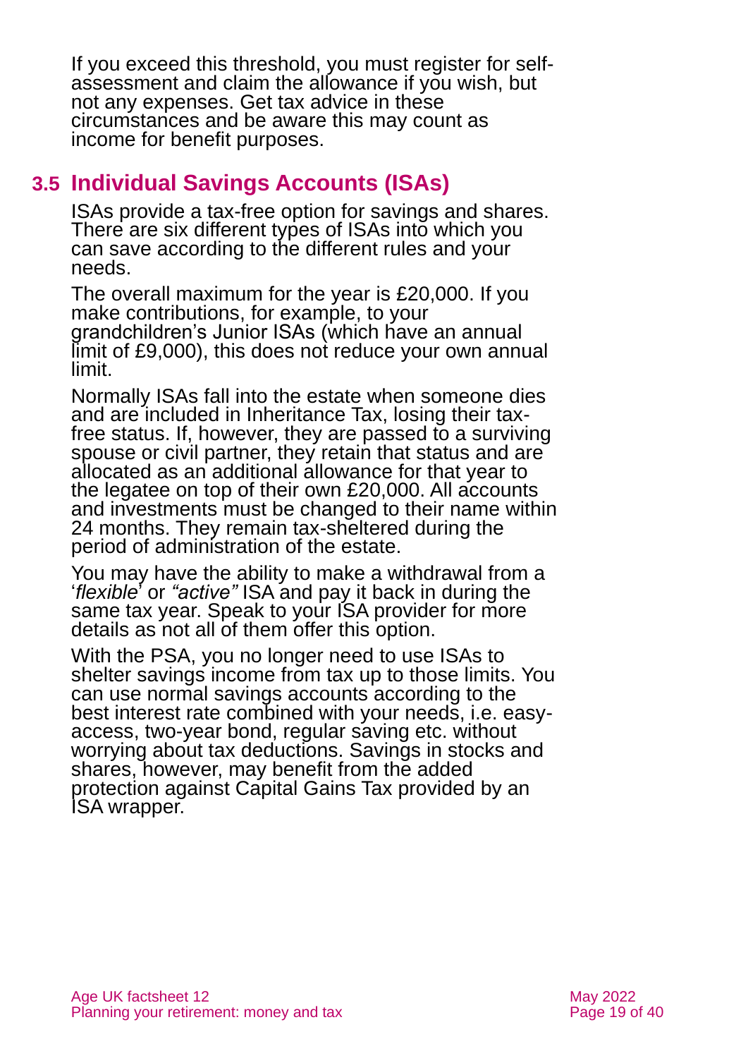If you exceed this threshold, you must register for self-assessment and claim the allowance if you wish, but not any expenses. Get tax advice in these circumstances and be aware this may count as income for benefit purposes.

## 3.5 Individual Savings Accounts (ISAs)

ISAs provide a tax-free option for savings and shares. There are six different types of ISAs into which you can save according to the different rules and your needs.

The overall maximum for the year is £20,000. If you make contributions, for example, to your grandchildren's Junior ISAs (which have an annual limit of £9,000), this does not reduce your own annual limit.

Normally ISAs fall into the estate when someone dies and are included in Inheritance Tax, losing their tax-free status. If, however, they are passed to a surviving spouse or civil partner, they retain that status and are allocated as an additional allowance for that year to the legatee on top of their own £20,000. All accounts and investments must be changed to their name within 24 months. They remain tax-sheltered during the period of administration of the estate.

You may have the ability to make a withdrawal from a '*flexible*' or *"active"* ISA and pay it back in during the same tax year. Speak to your ISA provider for more details as not all of them offer this option.

With the PSA, you no longer need to use ISAs to shelter savings income from tax up to those limits. You can use normal savings accounts according to the best interest rate combined with your needs, i.e. easy-access, two-year bond, regular saving etc. without worrying about tax deductions. Savings in stocks and shares, however, may benefit from the added protection against Capital Gains Tax provided by an ISA wrapper.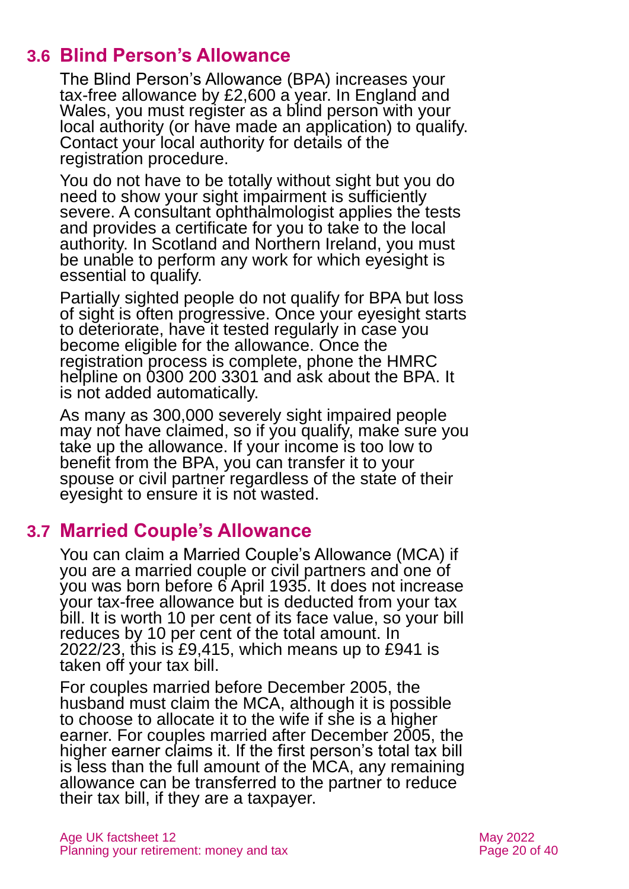## 3.6 Blind Person's Allowance

The Blind Person's Allowance (BPA) increases your tax-free allowance by £2,600 a year. In England and Wales, you must register as a blind person with your local authority (or have made an application) to qualify. Contact your local authority for details of the registration procedure.

You do not have to be totally without sight but you do need to show your sight impairment is sufficiently severe. A consultant ophthalmologist applies the tests and provides a certificate for you to take to the local authority. In Scotland and Northern Ireland, you must be unable to perform any work for which eyesight is essential to qualify.

Partially sighted people do not qualify for BPA but loss of sight is often progressive. Once your eyesight starts to deteriorate, have it tested regularly in case you become eligible for the allowance. Once the registration process is complete, phone the HMRC helpline on 0300 200 3301 and ask about the BPA. It is not added automatically.

As many as 300,000 severely sight impaired people may not have claimed, so if you qualify, make sure you take up the allowance. If your income is too low to benefit from the BPA, you can transfer it to your spouse or civil partner regardless of the state of their eyesight to ensure it is not wasted.

## 3.7 Married Couple's Allowance

You can claim a Married Couple's Allowance (MCA) if you are a married couple or civil partners and one of you was born before 6 April 1935. It does not increase your tax-free allowance but is deducted from your tax bill. It is worth 10 per cent of its face value, so your bill reduces by 10 per cent of the total amount. In 2022/23, this is £9,415, which means up to £941 is taken off your tax bill.

For couples married before December 2005, the husband must claim the MCA, although it is possible to choose to allocate it to the wife if she is a higher earner. For couples married after December 2005, the higher earner claims it. If the first person's total tax bill is less than the full amount of the MCA, any remaining allowance can be transferred to the partner to reduce their tax bill, if they are a taxpayer.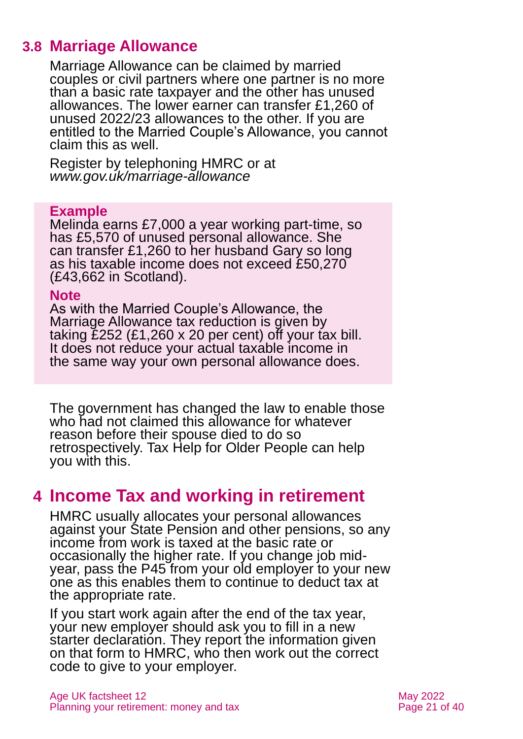## 3.8 Marriage Allowance

Marriage Allowance can be claimed by married couples or civil partners where one partner is no more than a basic rate taxpayer and the other has unused allowances. The lower earner can transfer £1,260 of unused 2022/23 allowances to the other. If you are entitled to the Married Couple's Allowance, you cannot claim this as well.

Register by telephoning HMRC or at *www.gov.uk/marriage-allowance*

**Example**

Melinda earns £7,000 a year working part-time, so has £5,570 of unused personal allowance. She can transfer £1,260 to her husband Gary so long as his taxable income does not exceed £50,270 (£43,662 in Scotland).

**Note**

As with the Married Couple's Allowance, the Marriage Allowance tax reduction is given by taking £252 (£1,260 x 20 per cent) off your tax bill. It does not reduce your actual taxable income in the same way your own personal allowance does.

The government has changed the law to enable those who had not claimed this allowance for whatever reason before their spouse died to do so retrospectively. Tax Help for Older People can help you with this.

# 4 Income Tax and working in retirement

HMRC usually allocates your personal allowances against your State Pension and other pensions, so any income from work is taxed at the basic rate or occasionally the higher rate. If you change job mid-year, pass the P45 from your old employer to your new one as this enables them to continue to deduct tax at the appropriate rate.

If you start work again after the end of the tax year, your new employer should ask you to fill in a new starter declaration. They report the information given on that form to HMRC, who then work out the correct code to give to your employer.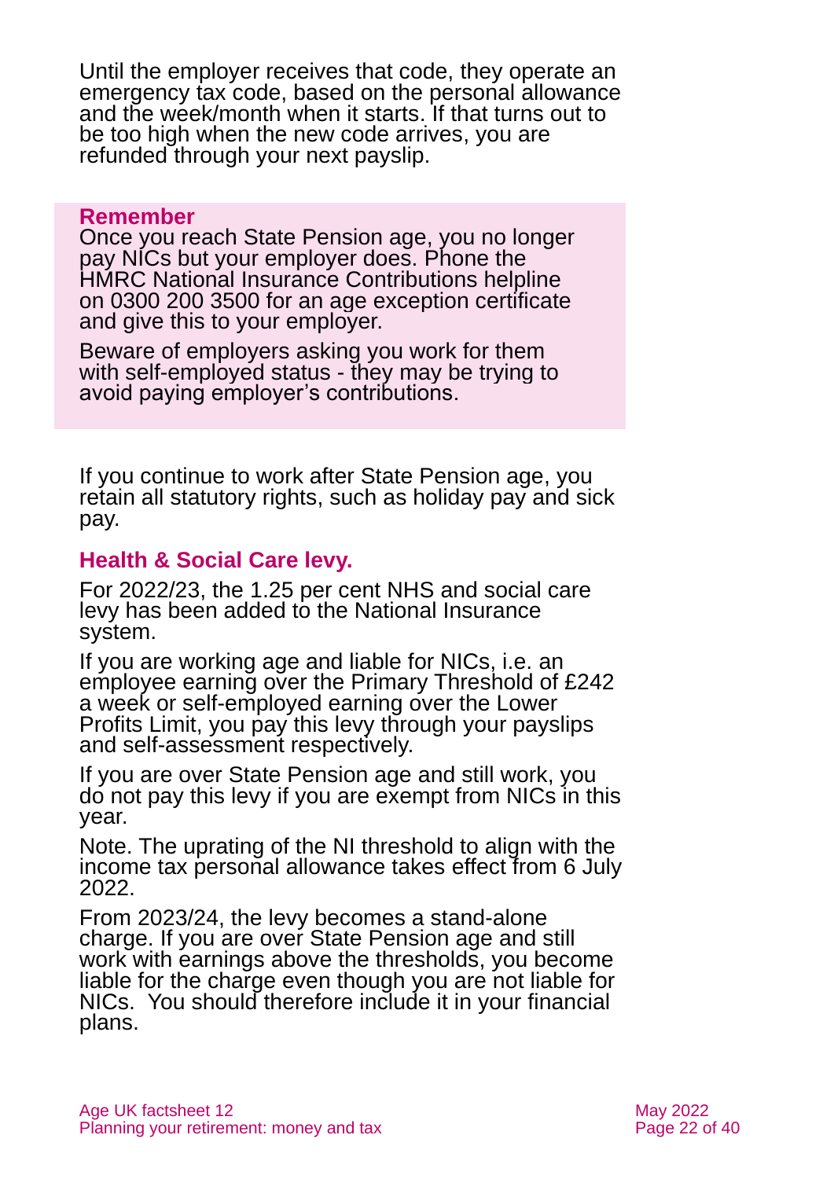Until the employer receives that code, they operate an emergency tax code, based on the personal allowance and the week/month when it starts. If that turns out to be too high when the new code arrives, you are refunded through your next payslip.

> **Remember**
>
> Once you reach State Pension age, you no longer pay NICs but your employer does. Phone the HMRC National Insurance Contributions helpline on 0300 200 3500 for an age exception certificate and give this to your employer.
>
> Beware of employers asking you work for them with self-employed status - they may be trying to avoid paying employer's contributions.

If you continue to work after State Pension age, you retain all statutory rights, such as holiday pay and sick pay.

## Health & Social Care levy.

For 2022/23, the 1.25 per cent NHS and social care levy has been added to the National Insurance system.

If you are working age and liable for NICs, i.e. an employee earning over the Primary Threshold of £242 a week or self-employed earning over the Lower Profits Limit, you pay this levy through your payslips and self-assessment respectively.

If you are over State Pension age and still work, you do not pay this levy if you are exempt from NICs in this year.

Note. The uprating of the NI threshold to align with the income tax personal allowance takes effect from 6 July 2022.

From 2023/24, the levy becomes a stand-alone charge. If you are over State Pension age and still work with earnings above the thresholds, you become liable for the charge even though you are not liable for NICs. You should therefore include it in your financial plans.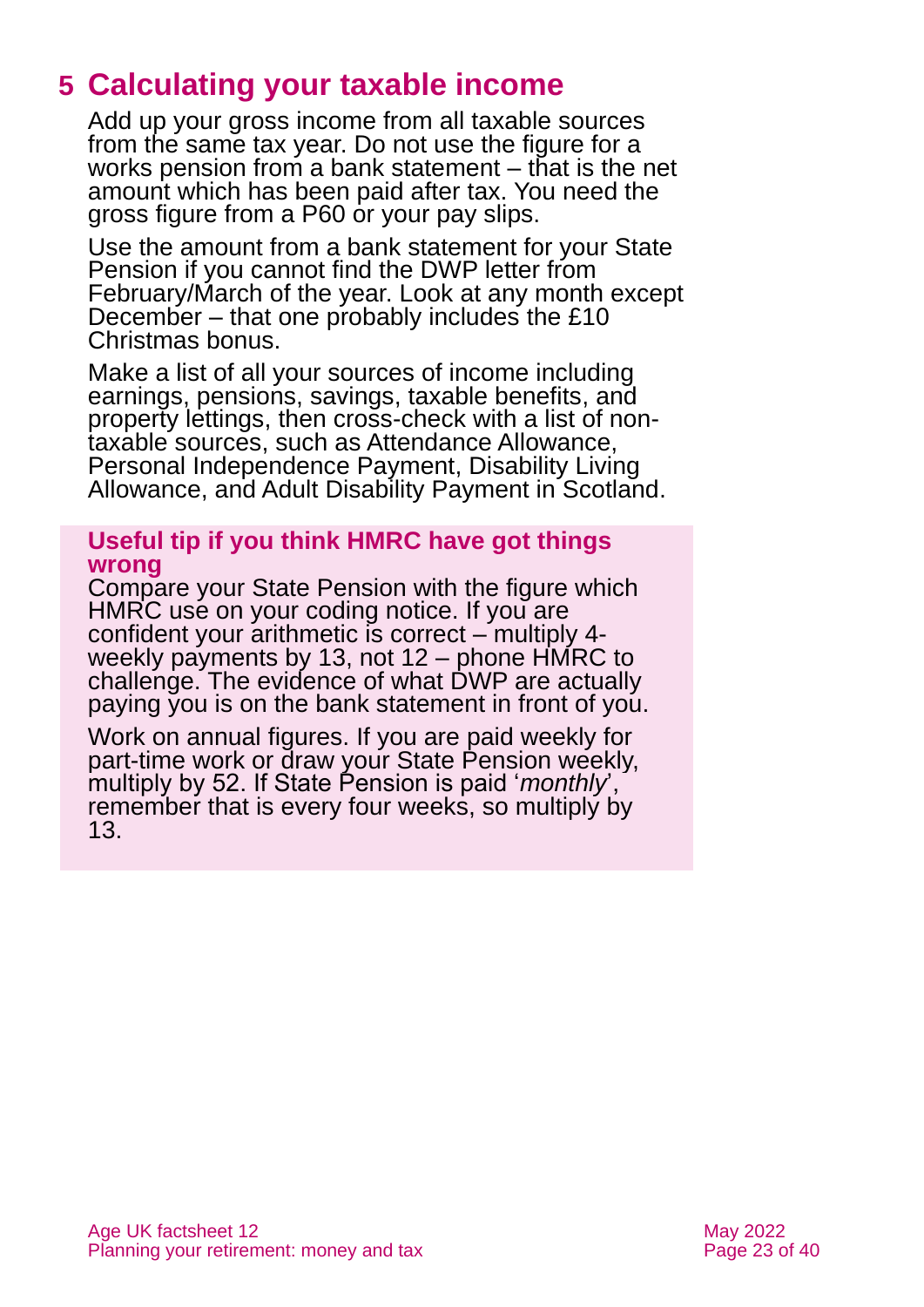## 5 Calculating your taxable income

Add up your gross income from all taxable sources from the same tax year. Do not use the figure for a works pension from a bank statement – that is the net amount which has been paid after tax. You need the gross figure from a P60 or your pay slips.

Use the amount from a bank statement for your State Pension if you cannot find the DWP letter from February/March of the year. Look at any month except December – that one probably includes the £10 Christmas bonus.

Make a list of all your sources of income including earnings, pensions, savings, taxable benefits, and property lettings, then cross-check with a list of non-taxable sources, such as Attendance Allowance, Personal Independence Payment, Disability Living Allowance, and Adult Disability Payment in Scotland.

**Useful tip if you think HMRC have got things wrong**

Compare your State Pension with the figure which HMRC use on your coding notice. If you are confident your arithmetic is correct – multiply 4-weekly payments by 13, not 12 – phone HMRC to challenge. The evidence of what DWP are actually paying you is on the bank statement in front of you.

Work on annual figures. If you are paid weekly for part-time work or draw your State Pension weekly, multiply by 52. If State Pension is paid '*monthly*', remember that is every four weeks, so multiply by 13.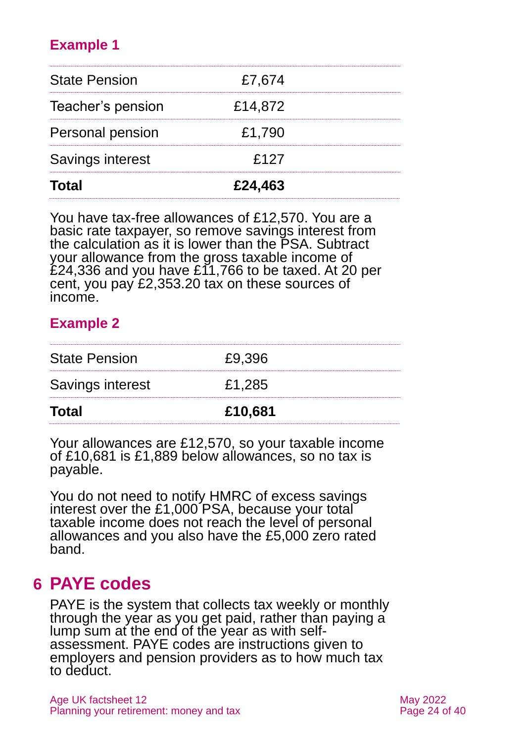### Example 1

| | |
|---|---|
| State Pension | £7,674 |
| Teacher's pension | £14,872 |
| Personal pension | £1,790 |
| Savings interest | £127 |
| **Total** | **£24,463** |

You have tax-free allowances of £12,570. You are a basic rate taxpayer, so remove savings interest from the calculation as it is lower than the PSA. Subtract your allowance from the gross taxable income of £24,336 and you have £11,766 to be taxed. At 20 per cent, you pay £2,353.20 tax on these sources of income.

### Example 2

| | |
|---|---|
| State Pension | £9,396 |
| Savings interest | £1,285 |
| **Total** | **£10,681** |

Your allowances are £12,570, so your taxable income of £10,681 is £1,889 below allowances, so no tax is payable.

You do not need to notify HMRC of excess savings interest over the £1,000 PSA, because your total taxable income does not reach the level of personal allowances and you also have the £5,000 zero rated band.

## 6 PAYE codes

PAYE is the system that collects tax weekly or monthly through the year as you get paid, rather than paying a lump sum at the end of the year as with self-assessment. PAYE codes are instructions given to employers and pension providers as to how much tax to deduct.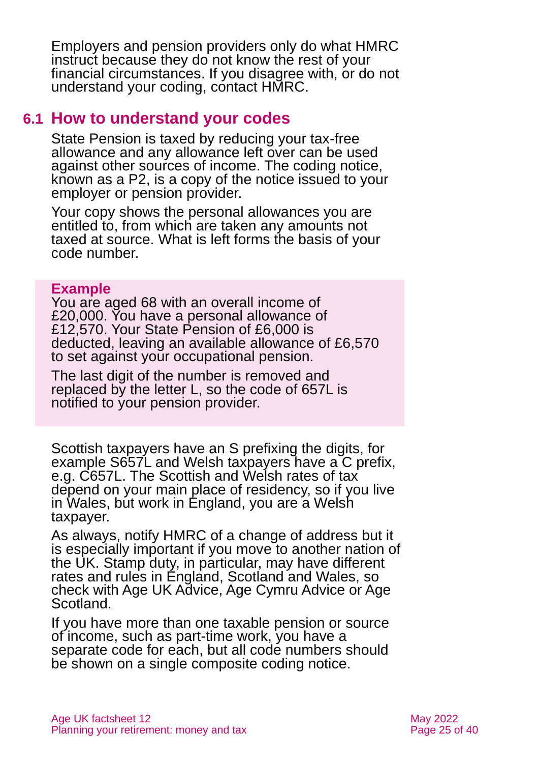Employers and pension providers only do what HMRC instruct because they do not know the rest of your financial circumstances. If you disagree with, or do not understand your coding, contact HMRC.

## 6.1 How to understand your codes

State Pension is taxed by reducing your tax-free allowance and any allowance left over can be used against other sources of income. The coding notice, known as a P2, is a copy of the notice issued to your employer or pension provider.

Your copy shows the personal allowances you are entitled to, from which are taken any amounts not taxed at source. What is left forms the basis of your code number.

**Example**

You are aged 68 with an overall income of £20,000. You have a personal allowance of £12,570. Your State Pension of £6,000 is deducted, leaving an available allowance of £6,570 to set against your occupational pension.

The last digit of the number is removed and replaced by the letter L, so the code of 657L is notified to your pension provider.

Scottish taxpayers have an S prefixing the digits, for example S657L and Welsh taxpayers have a C prefix, e.g. C657L. The Scottish and Welsh rates of tax depend on your main place of residency, so if you live in Wales, but work in England, you are a Welsh taxpayer.

As always, notify HMRC of a change of address but it is especially important if you move to another nation of the UK. Stamp duty, in particular, may have different rates and rules in England, Scotland and Wales, so check with Age UK Advice, Age Cymru Advice or Age Scotland.

If you have more than one taxable pension or source of income, such as part-time work, you have a separate code for each, but all code numbers should be shown on a single composite coding notice.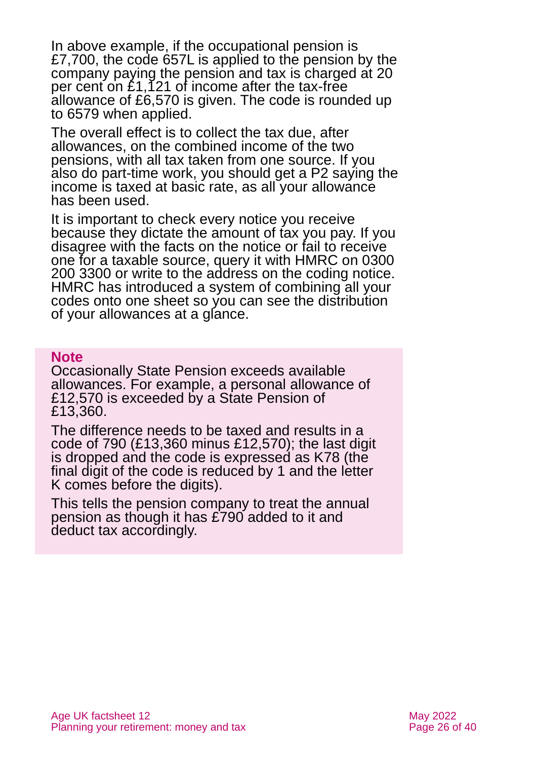In above example, if the occupational pension is £7,700, the code 657L is applied to the pension by the company paying the pension and tax is charged at 20 per cent on £1,121 of income after the tax-free allowance of £6,570 is given. The code is rounded up to 6579 when applied.

The overall effect is to collect the tax due, after allowances, on the combined income of the two pensions, with all tax taken from one source. If you also do part-time work, you should get a P2 saying the income is taxed at basic rate, as all your allowance has been used.

It is important to check every notice you receive because they dictate the amount of tax you pay. If you disagree with the facts on the notice or fail to receive one for a taxable source, query it with HMRC on 0300 200 3300 or write to the address on the coding notice. HMRC has introduced a system of combining all your codes onto one sheet so you can see the distribution of your allowances at a glance.

**Note**

Occasionally State Pension exceeds available allowances. For example, a personal allowance of £12,570 is exceeded by a State Pension of £13,360.

The difference needs to be taxed and results in a code of 790 (£13,360 minus £12,570); the last digit is dropped and the code is expressed as K78 (the final digit of the code is reduced by 1 and the letter K comes before the digits).

This tells the pension company to treat the annual pension as though it has £790 added to it and deduct tax accordingly.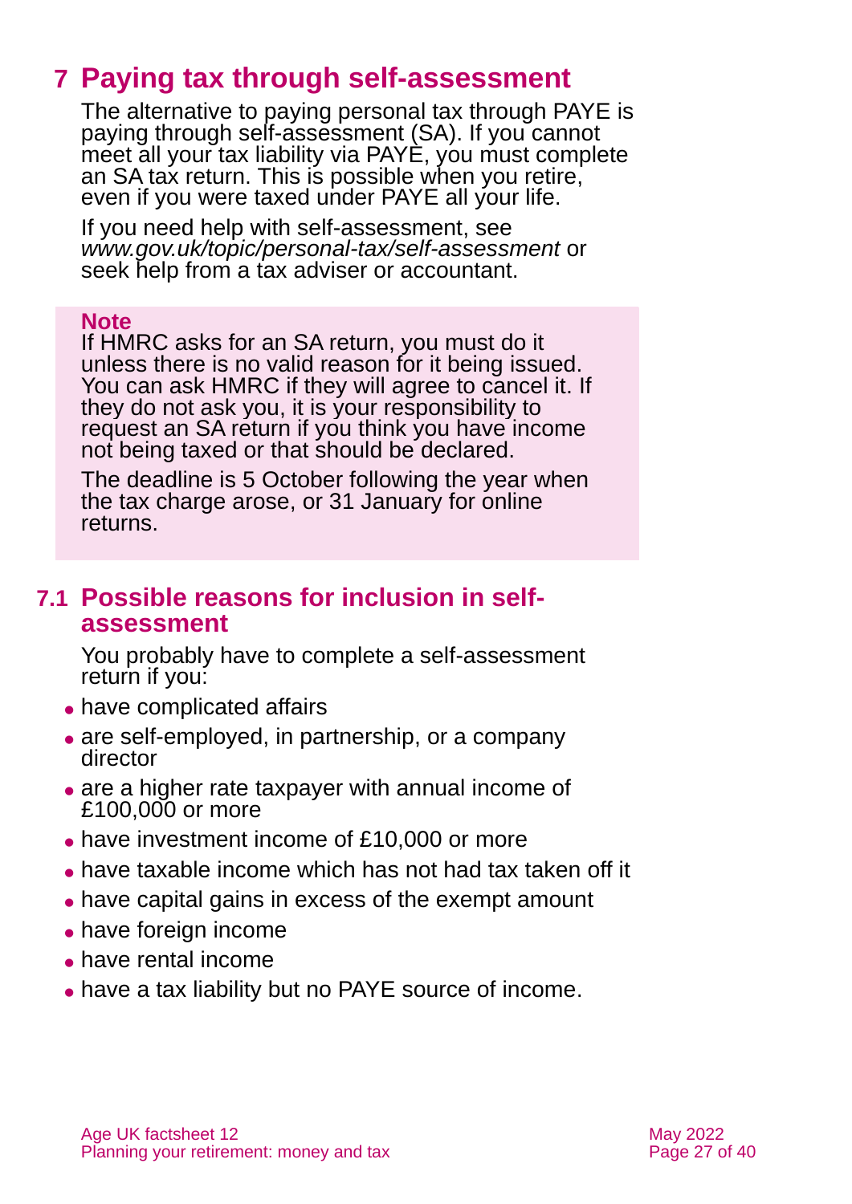# 7 Paying tax through self-assessment

The alternative to paying personal tax through PAYE is paying through self-assessment (SA). If you cannot meet all your tax liability via PAYE, you must complete an SA tax return. This is possible when you retire, even if you were taxed under PAYE all your life.

If you need help with self-assessment, see *www.gov.uk/topic/personal-tax/self-assessment* or seek help from a tax adviser or accountant.

> **Note**
>
> If HMRC asks for an SA return, you must do it unless there is no valid reason for it being issued. You can ask HMRC if they will agree to cancel it. If they do not ask you, it is your responsibility to request an SA return if you think you have income not being taxed or that should be declared.
>
> The deadline is 5 October following the year when the tax charge arose, or 31 January for online returns.

## 7.1 Possible reasons for inclusion in self-assessment

You probably have to complete a self-assessment return if you:

- have complicated affairs
- are self-employed, in partnership, or a company director
- are a higher rate taxpayer with annual income of £100,000 or more
- have investment income of £10,000 or more
- have taxable income which has not had tax taken off it
- have capital gains in excess of the exempt amount
- have foreign income
- have rental income
- have a tax liability but no PAYE source of income.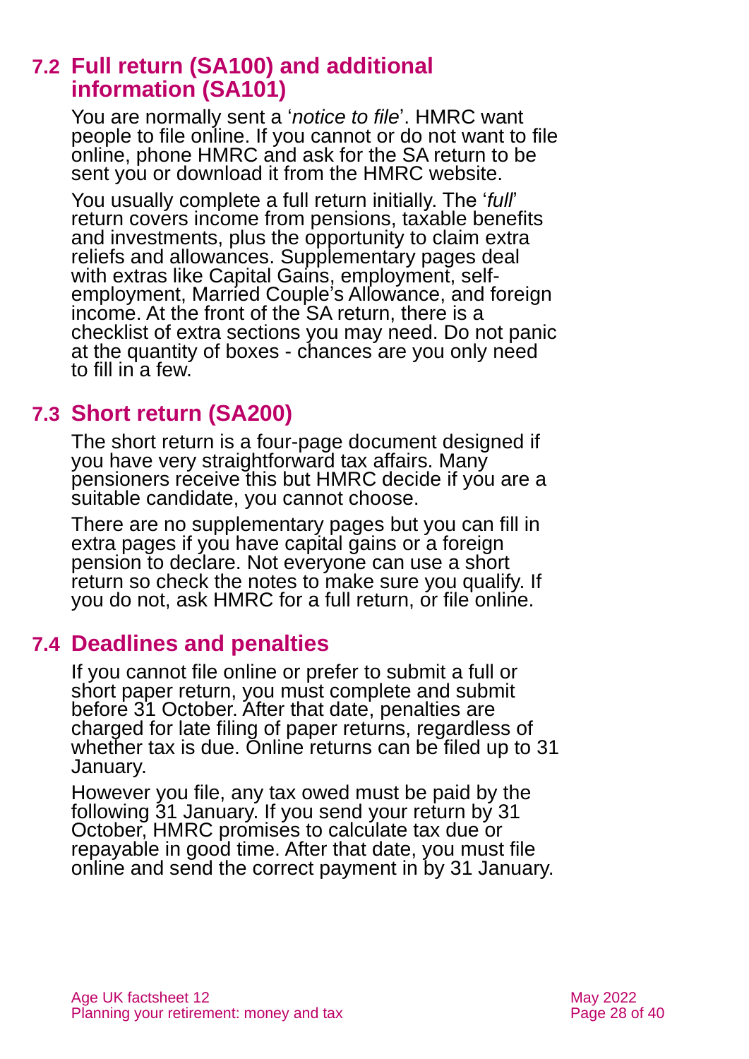## 7.2 Full return (SA100) and additional information (SA101)

You are normally sent a '*notice to file*'. HMRC want people to file online. If you cannot or do not want to file online, phone HMRC and ask for the SA return to be sent you or download it from the HMRC website.

You usually complete a full return initially. The '*full*' return covers income from pensions, taxable benefits and investments, plus the opportunity to claim extra reliefs and allowances. Supplementary pages deal with extras like Capital Gains, employment, self-employment, Married Couple's Allowance, and foreign income. At the front of the SA return, there is a checklist of extra sections you may need. Do not panic at the quantity of boxes - chances are you only need to fill in a few.

## 7.3 Short return (SA200)

The short return is a four-page document designed if you have very straightforward tax affairs. Many pensioners receive this but HMRC decide if you are a suitable candidate, you cannot choose.

There are no supplementary pages but you can fill in extra pages if you have capital gains or a foreign pension to declare. Not everyone can use a short return so check the notes to make sure you qualify. If you do not, ask HMRC for a full return, or file online.

## 7.4 Deadlines and penalties

If you cannot file online or prefer to submit a full or short paper return, you must complete and submit before 31 October. After that date, penalties are charged for late filing of paper returns, regardless of whether tax is due. Online returns can be filed up to 31 January.

However you file, any tax owed must be paid by the following 31 January. If you send your return by 31 October, HMRC promises to calculate tax due or repayable in good time. After that date, you must file online and send the correct payment in by 31 January.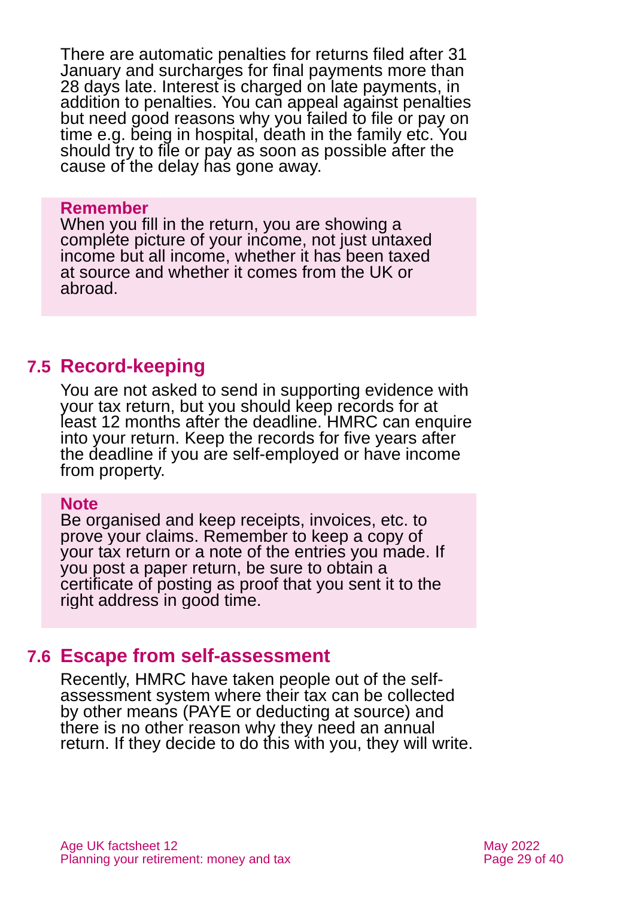There are automatic penalties for returns filed after 31 January and surcharges for final payments more than 28 days late. Interest is charged on late payments, in addition to penalties. You can appeal against penalties but need good reasons why you failed to file or pay on time e.g. being in hospital, death in the family etc. You should try to file or pay as soon as possible after the cause of the delay has gone away.

**Remember**
When you fill in the return, you are showing a complete picture of your income, not just untaxed income but all income, whether it has been taxed at source and whether it comes from the UK or abroad.

## 7.5 Record-keeping

You are not asked to send in supporting evidence with your tax return, but you should keep records for at least 12 months after the deadline. HMRC can enquire into your return. Keep the records for five years after the deadline if you are self-employed or have income from property.

**Note**
Be organised and keep receipts, invoices, etc. to prove your claims. Remember to keep a copy of your tax return or a note of the entries you made. If you post a paper return, be sure to obtain a certificate of posting as proof that you sent it to the right address in good time.

## 7.6 Escape from self-assessment

Recently, HMRC have taken people out of the self-assessment system where their tax can be collected by other means (PAYE or deducting at source) and there is no other reason why they need an annual return. If they decide to do this with you, they will write.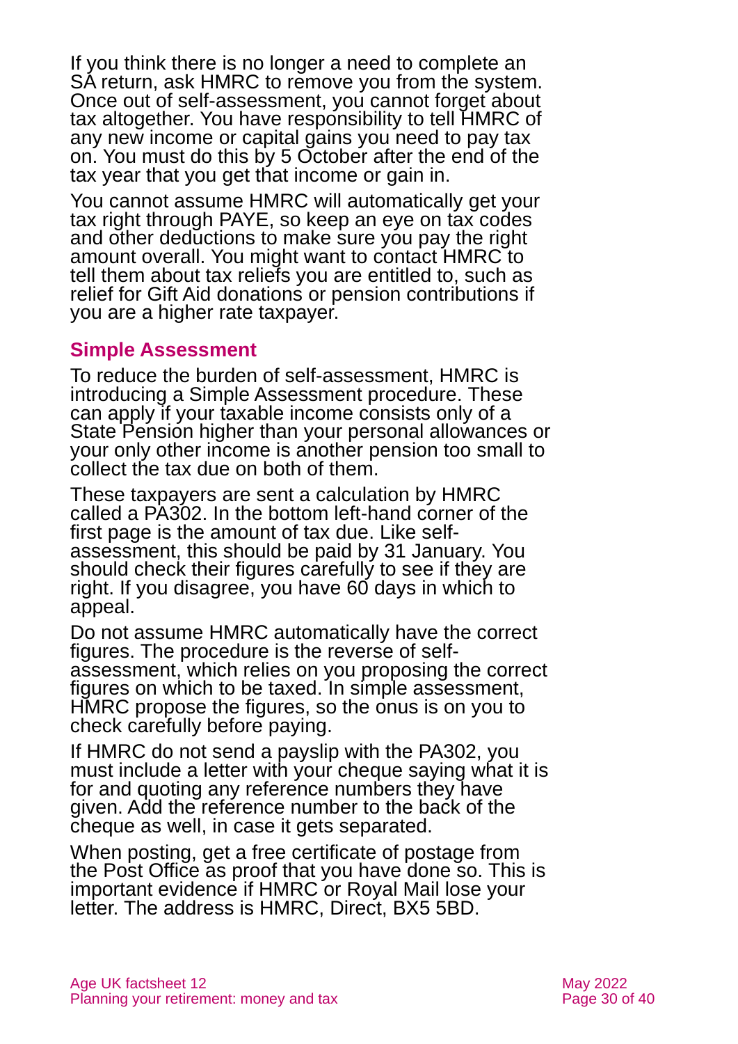If you think there is no longer a need to complete an SA return, ask HMRC to remove you from the system. Once out of self-assessment, you cannot forget about tax altogether. You have responsibility to tell HMRC of any new income or capital gains you need to pay tax on. You must do this by 5 October after the end of the tax year that you get that income or gain in.

You cannot assume HMRC will automatically get your tax right through PAYE, so keep an eye on tax codes and other deductions to make sure you pay the right amount overall. You might want to contact HMRC to tell them about tax reliefs you are entitled to, such as relief for Gift Aid donations or pension contributions if you are a higher rate taxpayer.

### Simple Assessment

To reduce the burden of self-assessment, HMRC is introducing a Simple Assessment procedure. These can apply if your taxable income consists only of a State Pension higher than your personal allowances or your only other income is another pension too small to collect the tax due on both of them.

These taxpayers are sent a calculation by HMRC called a PA302. In the bottom left-hand corner of the first page is the amount of tax due. Like self-assessment, this should be paid by 31 January. You should check their figures carefully to see if they are right. If you disagree, you have 60 days in which to appeal.

Do not assume HMRC automatically have the correct figures. The procedure is the reverse of self-assessment, which relies on you proposing the correct figures on which to be taxed. In simple assessment, HMRC propose the figures, so the onus is on you to check carefully before paying.

If HMRC do not send a payslip with the PA302, you must include a letter with your cheque saying what it is for and quoting any reference numbers they have given. Add the reference number to the back of the cheque as well, in case it gets separated.

When posting, get a free certificate of postage from the Post Office as proof that you have done so. This is important evidence if HMRC or Royal Mail lose your letter. The address is HMRC, Direct, BX5 5BD.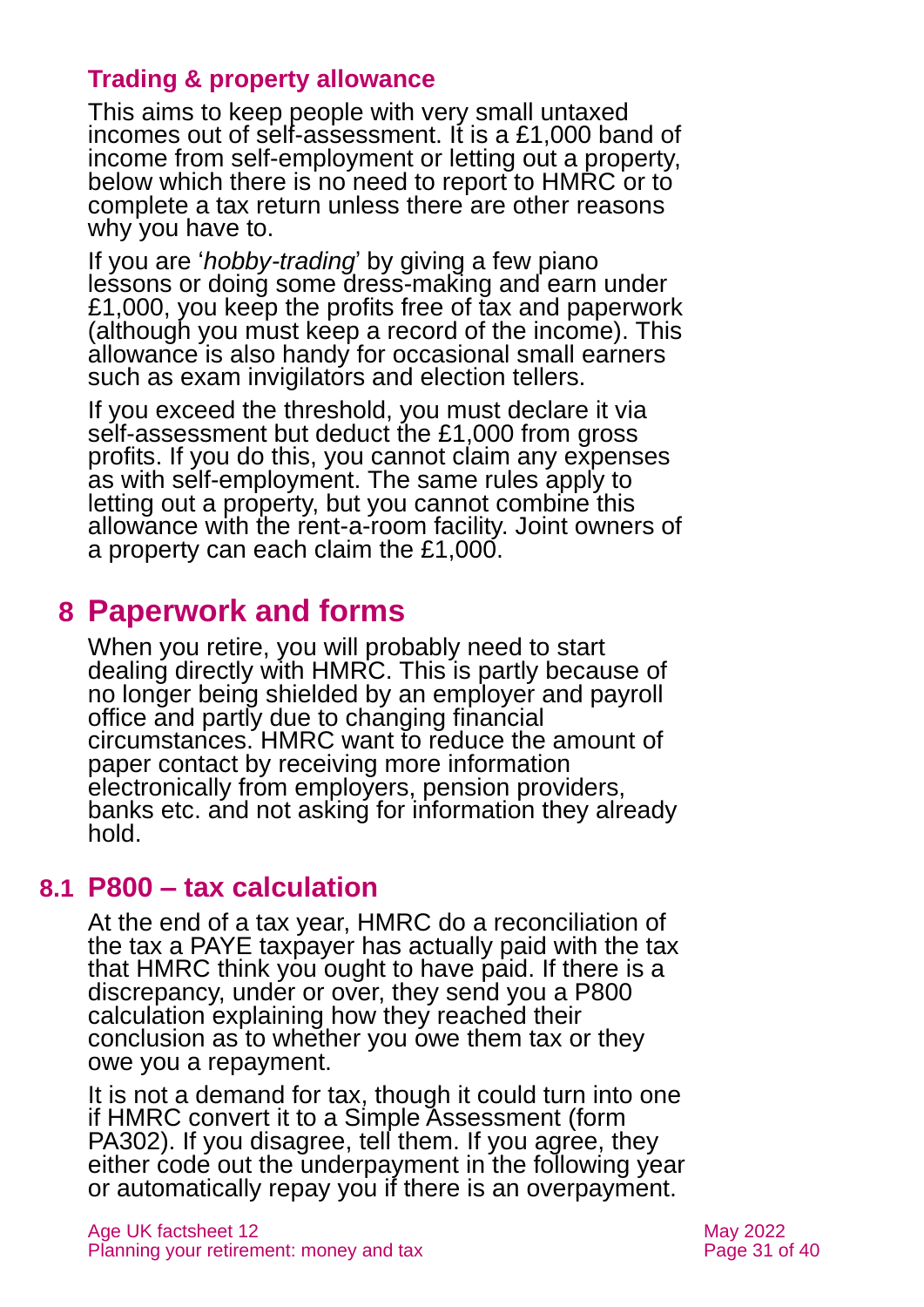### Trading & property allowance

This aims to keep people with very small untaxed incomes out of self-assessment. It is a £1,000 band of income from self-employment or letting out a property, below which there is no need to report to HMRC or to complete a tax return unless there are other reasons why you have to.

If you are '*hobby-trading*' by giving a few piano lessons or doing some dress-making and earn under £1,000, you keep the profits free of tax and paperwork (although you must keep a record of the income). This allowance is also handy for occasional small earners such as exam invigilators and election tellers.

If you exceed the threshold, you must declare it via self-assessment but deduct the £1,000 from gross profits. If you do this, you cannot claim any expenses as with self-employment. The same rules apply to letting out a property, but you cannot combine this allowance with the rent-a-room facility. Joint owners of a property can each claim the £1,000.

# 8 Paperwork and forms

When you retire, you will probably need to start dealing directly with HMRC. This is partly because of no longer being shielded by an employer and payroll office and partly due to changing financial circumstances. HMRC want to reduce the amount of paper contact by receiving more information electronically from employers, pension providers, banks etc. and not asking for information they already hold.

## 8.1 P800 – tax calculation

At the end of a tax year, HMRC do a reconciliation of the tax a PAYE taxpayer has actually paid with the tax that HMRC think you ought to have paid. If there is a discrepancy, under or over, they send you a P800 calculation explaining how they reached their conclusion as to whether you owe them tax or they owe you a repayment.

It is not a demand for tax, though it could turn into one if HMRC convert it to a Simple Assessment (form PA302). If you disagree, tell them. If you agree, they either code out the underpayment in the following year or automatically repay you if there is an overpayment.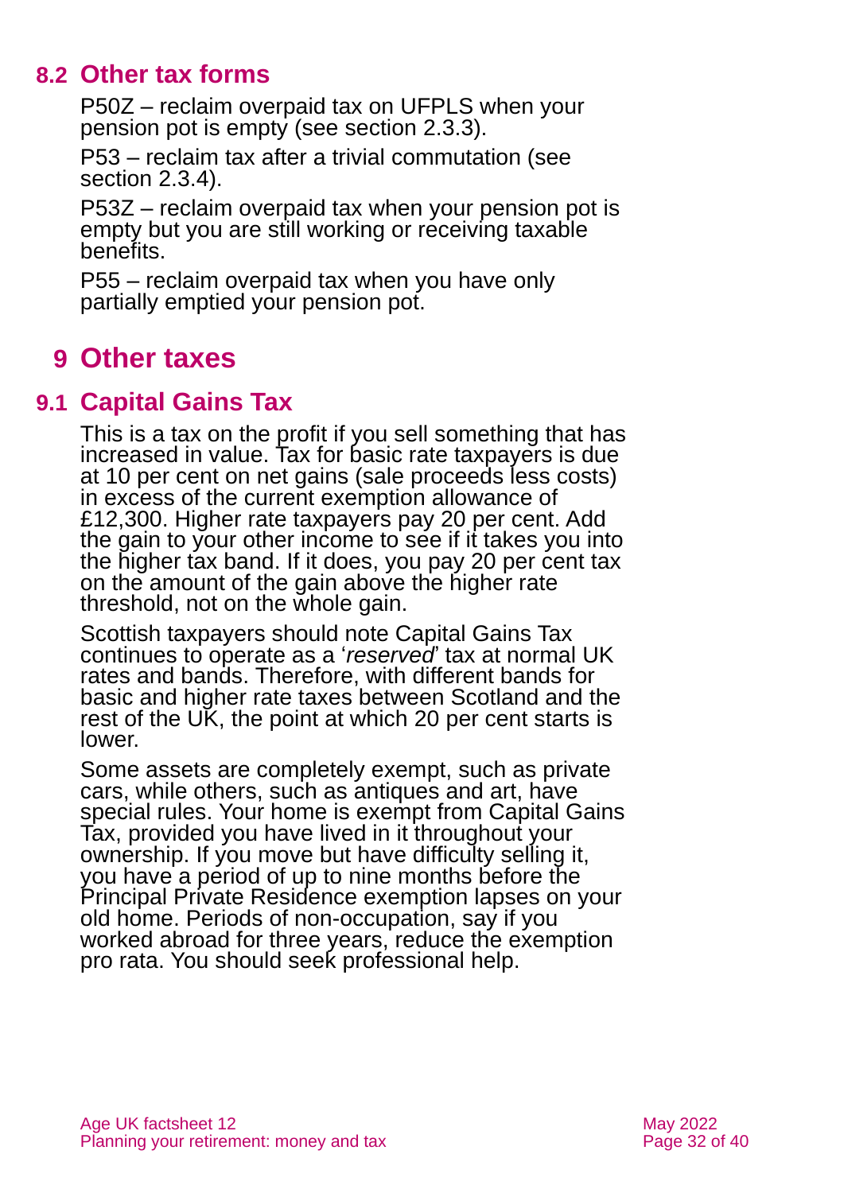## 8.2 Other tax forms

P50Z – reclaim overpaid tax on UFPLS when your pension pot is empty (see section 2.3.3).

P53 – reclaim tax after a trivial commutation (see section 2.3.4).

P53Z – reclaim overpaid tax when your pension pot is empty but you are still working or receiving taxable benefits.

P55 – reclaim overpaid tax when you have only partially emptied your pension pot.

# 9 Other taxes

## 9.1 Capital Gains Tax

This is a tax on the profit if you sell something that has increased in value. Tax for basic rate taxpayers is due at 10 per cent on net gains (sale proceeds less costs) in excess of the current exemption allowance of £12,300. Higher rate taxpayers pay 20 per cent. Add the gain to your other income to see if it takes you into the higher tax band. If it does, you pay 20 per cent tax on the amount of the gain above the higher rate threshold, not on the whole gain.

Scottish taxpayers should note Capital Gains Tax continues to operate as a '*reserved*' tax at normal UK rates and bands. Therefore, with different bands for basic and higher rate taxes between Scotland and the rest of the UK, the point at which 20 per cent starts is lower.

Some assets are completely exempt, such as private cars, while others, such as antiques and art, have special rules. Your home is exempt from Capital Gains Tax, provided you have lived in it throughout your ownership. If you move but have difficulty selling it, you have a period of up to nine months before the Principal Private Residence exemption lapses on your old home. Periods of non-occupation, say if you worked abroad for three years, reduce the exemption pro rata. You should seek professional help.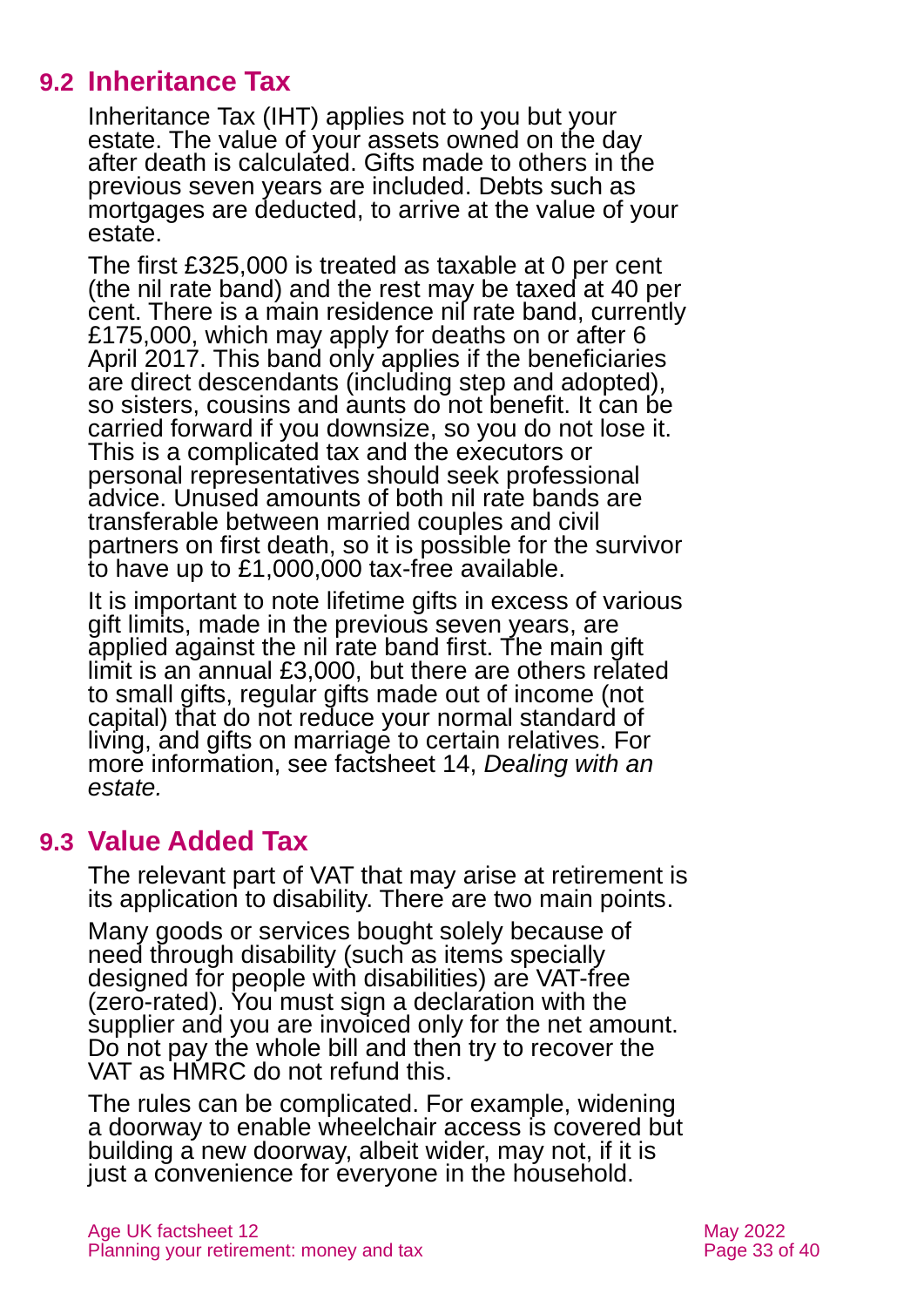## 9.2 Inheritance Tax

Inheritance Tax (IHT) applies not to you but your estate. The value of your assets owned on the day after death is calculated. Gifts made to others in the previous seven years are included. Debts such as mortgages are deducted, to arrive at the value of your estate.

The first £325,000 is treated as taxable at 0 per cent (the nil rate band) and the rest may be taxed at 40 per cent. There is a main residence nil rate band, currently £175,000, which may apply for deaths on or after 6 April 2017. This band only applies if the beneficiaries are direct descendants (including step and adopted), so sisters, cousins and aunts do not benefit. It can be carried forward if you downsize, so you do not lose it. This is a complicated tax and the executors or personal representatives should seek professional advice. Unused amounts of both nil rate bands are transferable between married couples and civil partners on first death, so it is possible for the survivor to have up to £1,000,000 tax-free available.

It is important to note lifetime gifts in excess of various gift limits, made in the previous seven years, are applied against the nil rate band first. The main gift limit is an annual £3,000, but there are others related to small gifts, regular gifts made out of income (not capital) that do not reduce your normal standard of living, and gifts on marriage to certain relatives. For more information, see factsheet 14, *Dealing with an estate.*

## 9.3 Value Added Tax

The relevant part of VAT that may arise at retirement is its application to disability. There are two main points.

Many goods or services bought solely because of need through disability (such as items specially designed for people with disabilities) are VAT-free (zero-rated). You must sign a declaration with the supplier and you are invoiced only for the net amount. Do not pay the whole bill and then try to recover the VAT as HMRC do not refund this.

The rules can be complicated. For example, widening a doorway to enable wheelchair access is covered but building a new doorway, albeit wider, may not, if it is just a convenience for everyone in the household.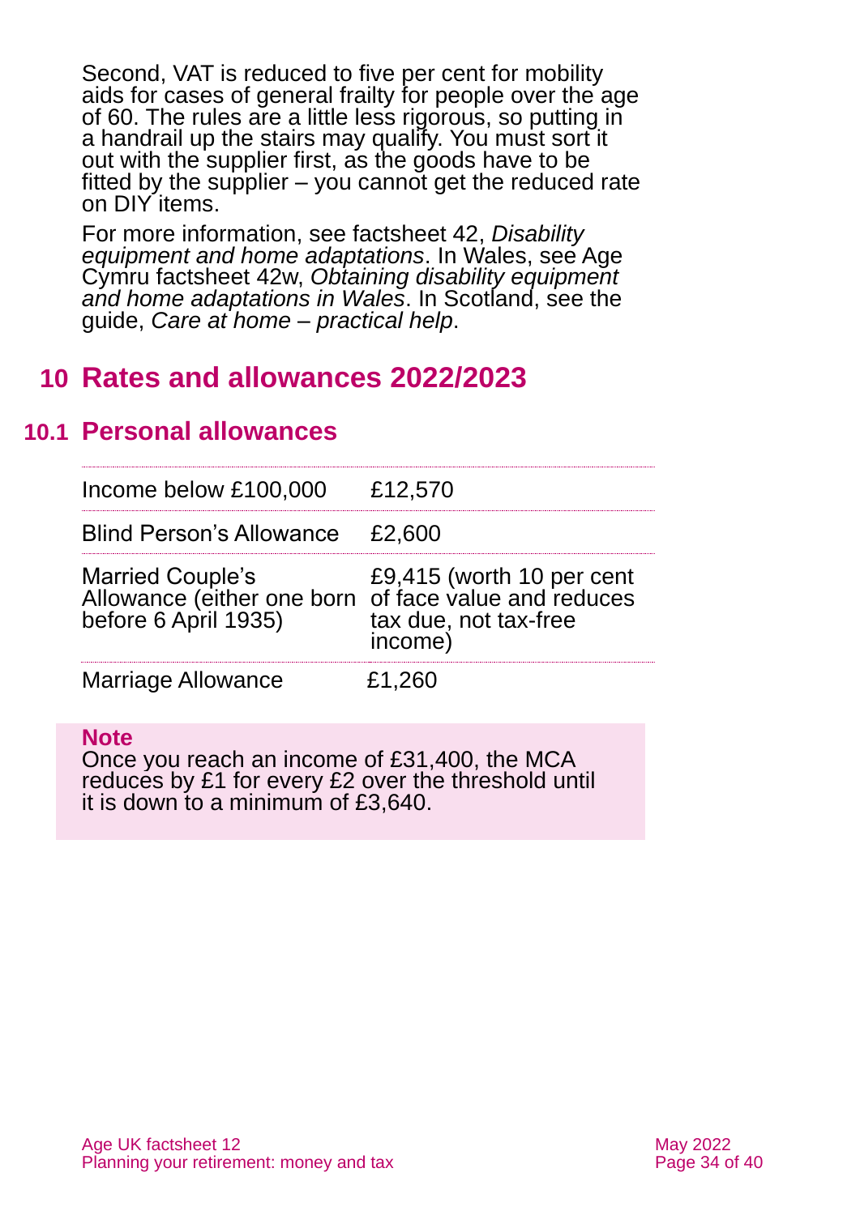Second, VAT is reduced to five per cent for mobility aids for cases of general frailty for people over the age of 60. The rules are a little less rigorous, so putting in a handrail up the stairs may qualify. You must sort it out with the supplier first, as the goods have to be fitted by the supplier – you cannot get the reduced rate on DIY items.

For more information, see factsheet 42, *Disability equipment and home adaptations*. In Wales, see Age Cymru factsheet 42w, *Obtaining disability equipment and home adaptations in Wales*. In Scotland, see the guide, *Care at home – practical help*.

## 10 Rates and allowances 2022/2023

### 10.1 Personal allowances

| | |
|---|---|
| Income below £100,000 | £12,570 |
| Blind Person's Allowance | £2,600 |
| Married Couple's Allowance (either one born before 6 April 1935) | £9,415 (worth 10 per cent of face value and reduces tax due, not tax-free income) |
| Marriage Allowance | £1,260 |

**Note**
Once you reach an income of £31,400, the MCA reduces by £1 for every £2 over the threshold until it is down to a minimum of £3,640.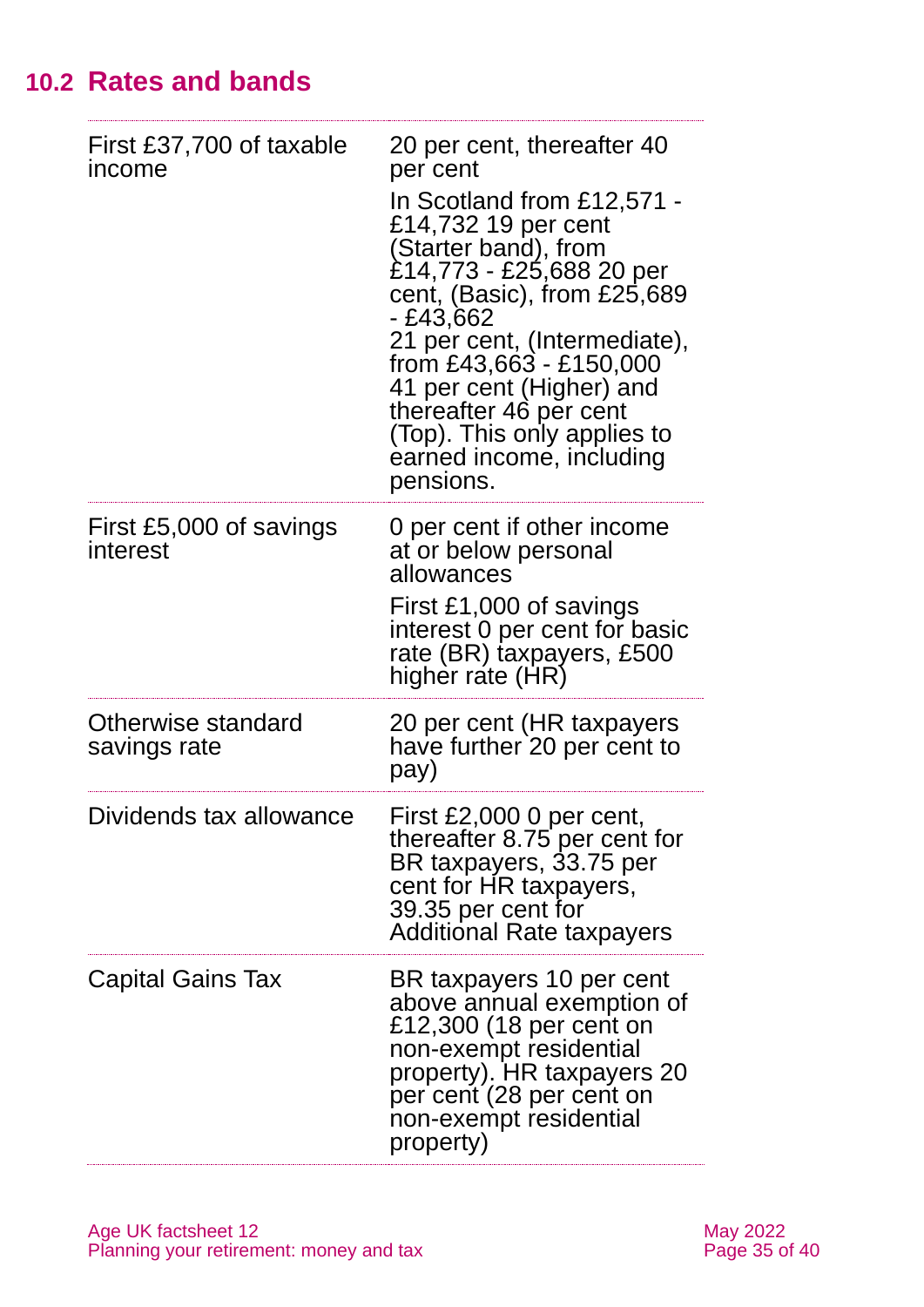## 10.2 Rates and bands

| | |
|---|---|
| First £37,700 of taxable income | 20 per cent, thereafter 40 per cent<br><br>In Scotland from £12,571 - £14,732 19 per cent (Starter band), from £14,773 - £25,688 20 per cent, (Basic), from £25,689 - £43,662<br>21 per cent, (Intermediate), from £43,663 - £150,000 41 per cent (Higher) and thereafter 46 per cent (Top). This only applies to earned income, including pensions. |
| First £5,000 of savings interest | 0 per cent if other income at or below personal allowances<br><br>First £1,000 of savings interest 0 per cent for basic rate (BR) taxpayers, £500 higher rate (HR) |
| Otherwise standard savings rate | 20 per cent (HR taxpayers have further 20 per cent to pay) |
| Dividends tax allowance | First £2,000 0 per cent, thereafter 8.75 per cent for BR taxpayers, 33.75 per cent for HR taxpayers, 39.35 per cent for Additional Rate taxpayers |
| Capital Gains Tax | BR taxpayers 10 per cent above annual exemption of £12,300 (18 per cent on non-exempt residential property). HR taxpayers 20 per cent (28 per cent on non-exempt residential property) |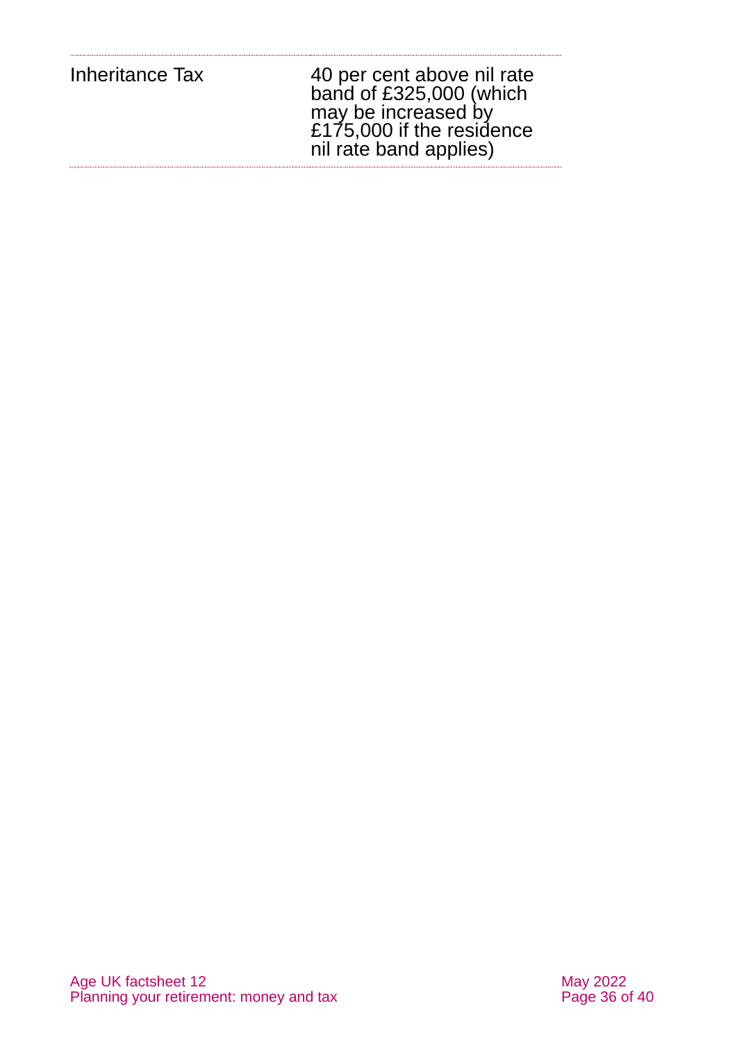| | |
|---|---|
| Inheritance Tax | 40 per cent above nil rate band of £325,000 (which may be increased by £175,000 if the residence nil rate band applies) |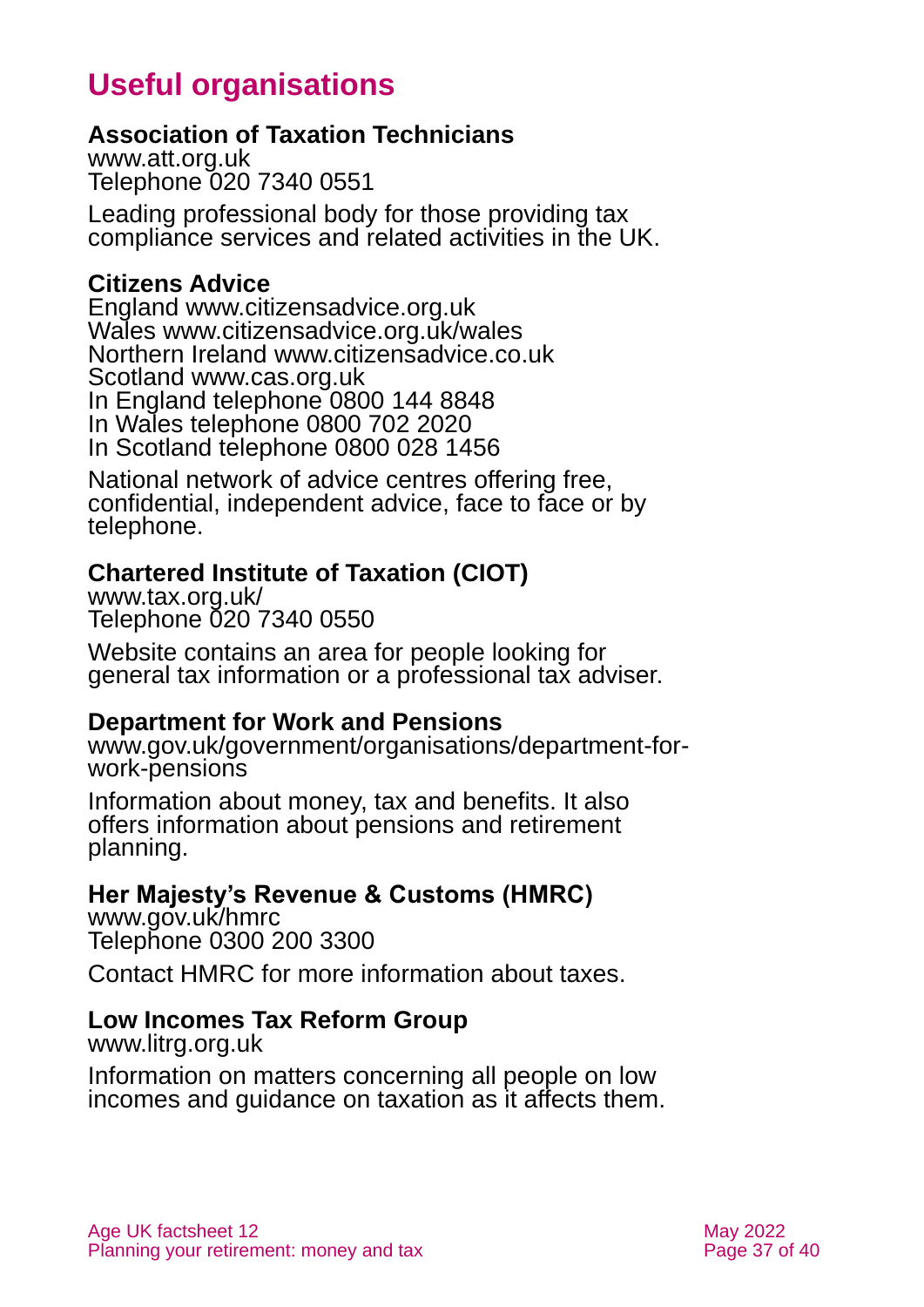# Useful organisations

**Association of Taxation Technicians**
www.att.org.uk
Telephone 020 7340 0551

Leading professional body for those providing tax compliance services and related activities in the UK.

**Citizens Advice**
England www.citizensadvice.org.uk
Wales www.citizensadvice.org.uk/wales
Northern Ireland www.citizensadvice.co.uk
Scotland www.cas.org.uk
In England telephone 0800 144 8848
In Wales telephone 0800 702 2020
In Scotland telephone 0800 028 1456

National network of advice centres offering free, confidential, independent advice, face to face or by telephone.

**Chartered Institute of Taxation (CIOT)**
www.tax.org.uk/
Telephone 020 7340 0550

Website contains an area for people looking for general tax information or a professional tax adviser.

**Department for Work and Pensions**
www.gov.uk/government/organisations/department-for-work-pensions

Information about money, tax and benefits. It also offers information about pensions and retirement planning.

**Her Majesty's Revenue & Customs (HMRC)**
www.gov.uk/hmrc
Telephone 0300 200 3300

Contact HMRC for more information about taxes.

**Low Incomes Tax Reform Group**
www.litrg.org.uk

Information on matters concerning all people on low incomes and guidance on taxation as it affects them.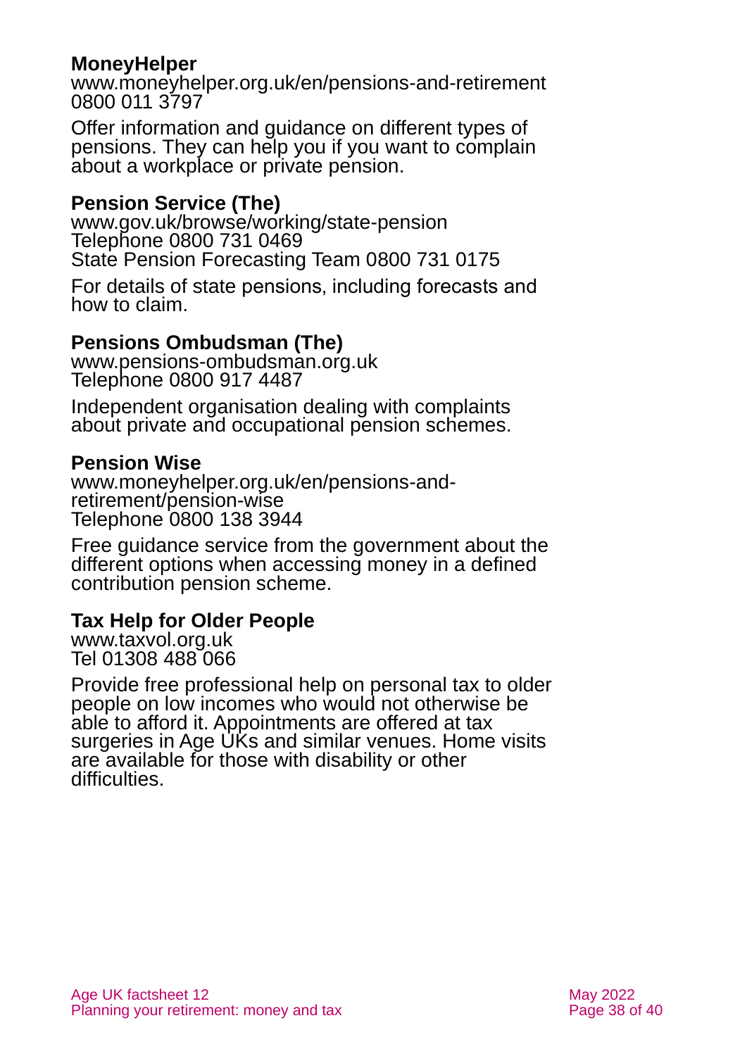**MoneyHelper**
www.moneyhelper.org.uk/en/pensions-and-retirement
0800 011 3797

Offer information and guidance on different types of pensions. They can help you if you want to complain about a workplace or private pension.

**Pension Service (The)**
www.gov.uk/browse/working/state-pension
Telephone 0800 731 0469
State Pension Forecasting Team 0800 731 0175

For details of state pensions, including forecasts and how to claim.

**Pensions Ombudsman (The)**
www.pensions-ombudsman.org.uk
Telephone 0800 917 4487

Independent organisation dealing with complaints about private and occupational pension schemes.

**Pension Wise**
www.moneyhelper.org.uk/en/pensions-and-retirement/pension-wise
Telephone 0800 138 3944

Free guidance service from the government about the different options when accessing money in a defined contribution pension scheme.

**Tax Help for Older People**
www.taxvol.org.uk
Tel 01308 488 066

Provide free professional help on personal tax to older people on low incomes who would not otherwise be able to afford it. Appointments are offered at tax surgeries in Age UKs and similar venues. Home visits are available for those with disability or other difficulties.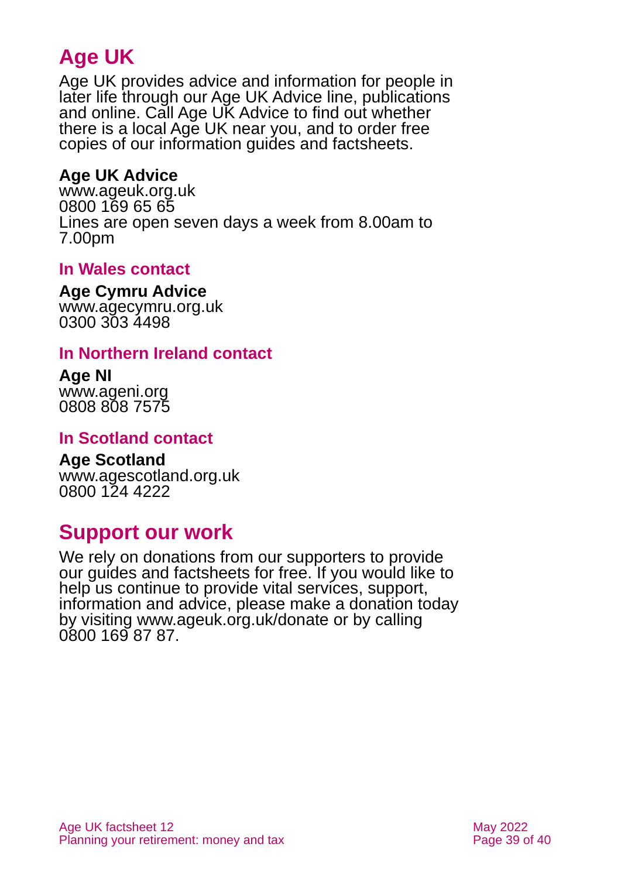## Age UK

Age UK provides advice and information for people in later life through our Age UK Advice line, publications and online. Call Age UK Advice to find out whether there is a local Age UK near you, and to order free copies of our information guides and factsheets.

**Age UK Advice**
www.ageuk.org.uk
0800 169 65 65
Lines are open seven days a week from 8.00am to 7.00pm

### In Wales contact

**Age Cymru Advice**
www.agecymru.org.uk
0300 303 4498

### In Northern Ireland contact

**Age NI**
www.ageni.org
0808 808 7575

### In Scotland contact

**Age Scotland**
www.agescotland.org.uk
0800 124 4222

## Support our work

We rely on donations from our supporters to provide our guides and factsheets for free. If you would like to help us continue to provide vital services, support, information and advice, please make a donation today by visiting www.ageuk.org.uk/donate or by calling 0800 169 87 87.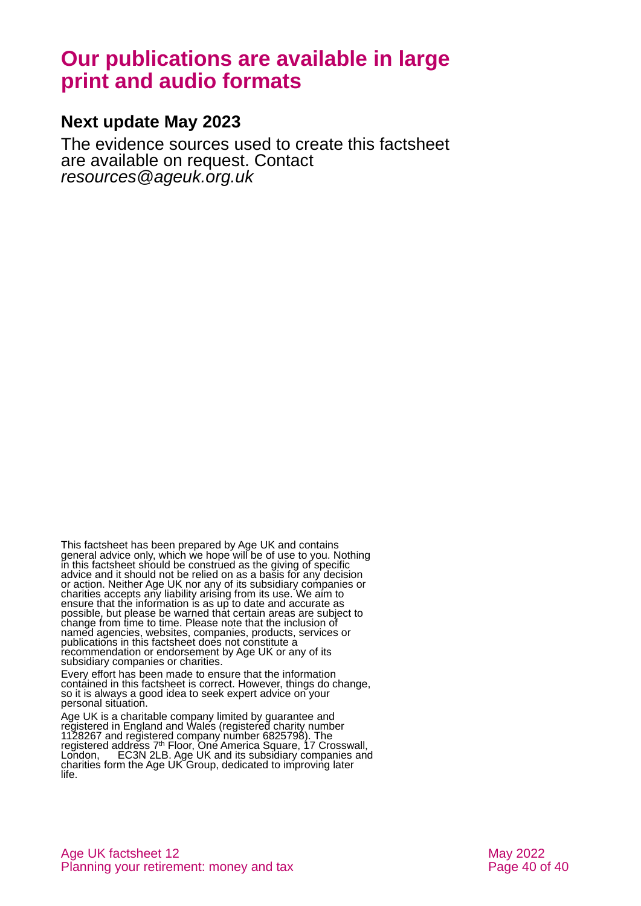# Our publications are available in large print and audio formats

## Next update May 2023

The evidence sources used to create this factsheet are available on request. Contact *resources@ageuk.org.uk*

This factsheet has been prepared by Age UK and contains general advice only, which we hope will be of use to you. Nothing in this factsheet should be construed as the giving of specific advice and it should not be relied on as a basis for any decision or action. Neither Age UK nor any of its subsidiary companies or charities accepts any liability arising from its use. We aim to ensure that the information is as up to date and accurate as possible, but please be warned that certain areas are subject to change from time to time. Please note that the inclusion of named agencies, websites, companies, products, services or publications in this factsheet does not constitute a recommendation or endorsement by Age UK or any of its subsidiary companies or charities.

Every effort has been made to ensure that the information contained in this factsheet is correct. However, things do change, so it is always a good idea to seek expert advice on your personal situation.

Age UK is a charitable company limited by guarantee and registered in England and Wales (registered charity number 1128267 and registered company number 6825798). The registered address 7th Floor, One America Square, 17 Crosswall, London, EC3N 2LB. Age UK and its subsidiary companies and charities form the Age UK Group, dedicated to improving later life.